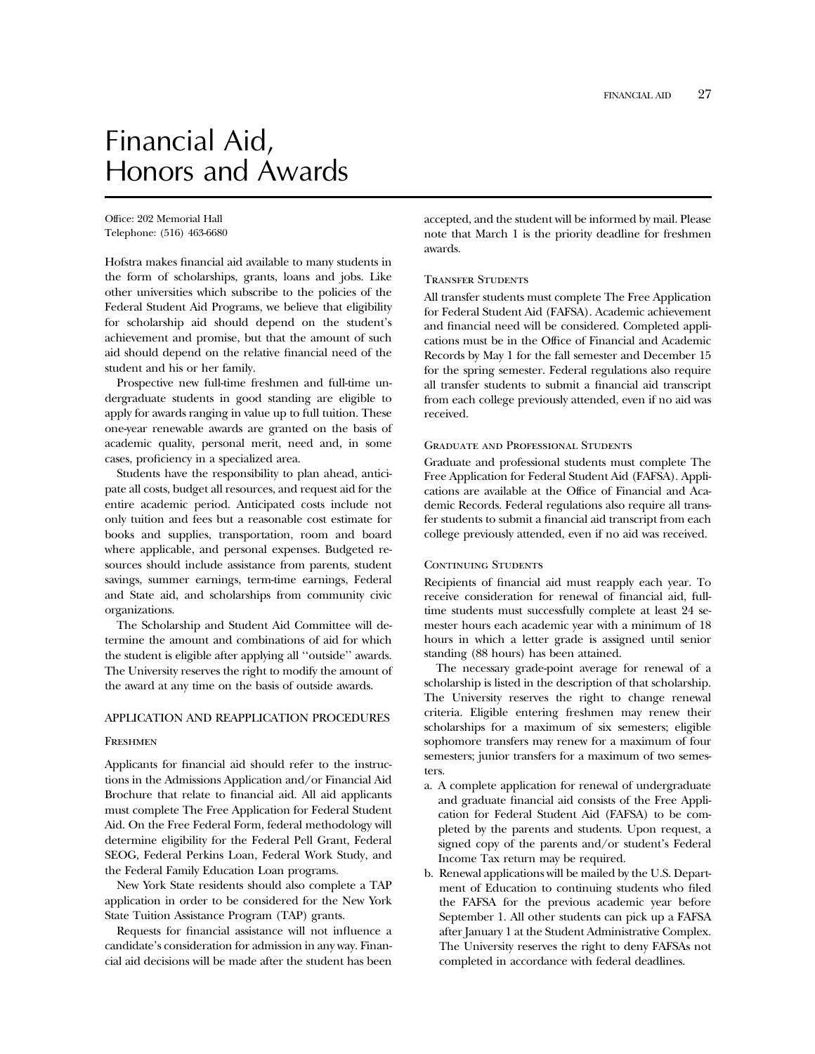# Financial Aid, Honors and Awards

Office: 202 Memorial Hall
Telephone: (516) 463-6680

Hofstra makes financial aid available to many students in the form of scholarships, grants, loans and jobs. Like other universities which subscribe to the policies of the Federal Student Aid Programs, we believe that eligibility for scholarship aid should depend on the student's achievement and promise, but that the amount of such aid should depend on the relative financial need of the student and his or her family.

Prospective new full-time freshmen and full-time undergraduate students in good standing are eligible to apply for awards ranging in value up to full tuition. These one-year renewable awards are granted on the basis of academic quality, personal merit, need and, in some cases, proficiency in a specialized area.

Students have the responsibility to plan ahead, anticipate all costs, budget all resources, and request aid for the entire academic period. Anticipated costs include not only tuition and fees but a reasonable cost estimate for books and supplies, transportation, room and board where applicable, and personal expenses. Budgeted resources should include assistance from parents, student savings, summer earnings, term-time earnings, Federal and State aid, and scholarships from community civic organizations.

The Scholarship and Student Aid Committee will determine the amount and combinations of aid for which the student is eligible after applying all ''outside'' awards. The University reserves the right to modify the amount of the award at any time on the basis of outside awards.

## APPLICATION AND REAPPLICATION PROCEDURES

### Freshmen

Applicants for financial aid should refer to the instructions in the Admissions Application and/or Financial Aid Brochure that relate to financial aid. All aid applicants must complete The Free Application for Federal Student Aid. On the Free Federal Form, federal methodology will determine eligibility for the Federal Pell Grant, Federal SEOG, Federal Perkins Loan, Federal Work Study, and the Federal Family Education Loan programs.

New York State residents should also complete a TAP application in order to be considered for the New York State Tuition Assistance Program (TAP) grants.

Requests for financial assistance will not influence a candidate's consideration for admission in any way. Financial aid decisions will be made after the student has been accepted, and the student will be informed by mail. Please note that March 1 is the priority deadline for freshmen awards.

### Transfer Students

All transfer students must complete The Free Application for Federal Student Aid (FAFSA). Academic achievement and financial need will be considered. Completed applications must be in the Office of Financial and Academic Records by May 1 for the fall semester and December 15 for the spring semester. Federal regulations also require all transfer students to submit a financial aid transcript from each college previously attended, even if no aid was received.

### Graduate and Professional Students

Graduate and professional students must complete The Free Application for Federal Student Aid (FAFSA). Applications are available at the Office of Financial and Academic Records. Federal regulations also require all transfer students to submit a financial aid transcript from each college previously attended, even if no aid was received.

### Continuing Students

Recipients of financial aid must reapply each year. To receive consideration for renewal of financial aid, full-time students must successfully complete at least 24 semester hours each academic year with a minimum of 18 hours in which a letter grade is assigned until senior standing (88 hours) has been attained.

The necessary grade-point average for renewal of a scholarship is listed in the description of that scholarship. The University reserves the right to change renewal criteria. Eligible entering freshmen may renew their scholarships for a maximum of six semesters; eligible sophomore transfers may renew for a maximum of four semesters; junior transfers for a maximum of two semesters.

a. A complete application for renewal of undergraduate and graduate financial aid consists of the Free Application for Federal Student Aid (FAFSA) to be completed by the parents and students. Upon request, a signed copy of the parents and/or student's Federal Income Tax return may be required.
b. Renewal applications will be mailed by the U.S. Department of Education to continuing students who filed the FAFSA for the previous academic year before September 1. All other students can pick up a FAFSA after January 1 at the Student Administrative Complex. The University reserves the right to deny FAFSAs not completed in accordance with federal deadlines.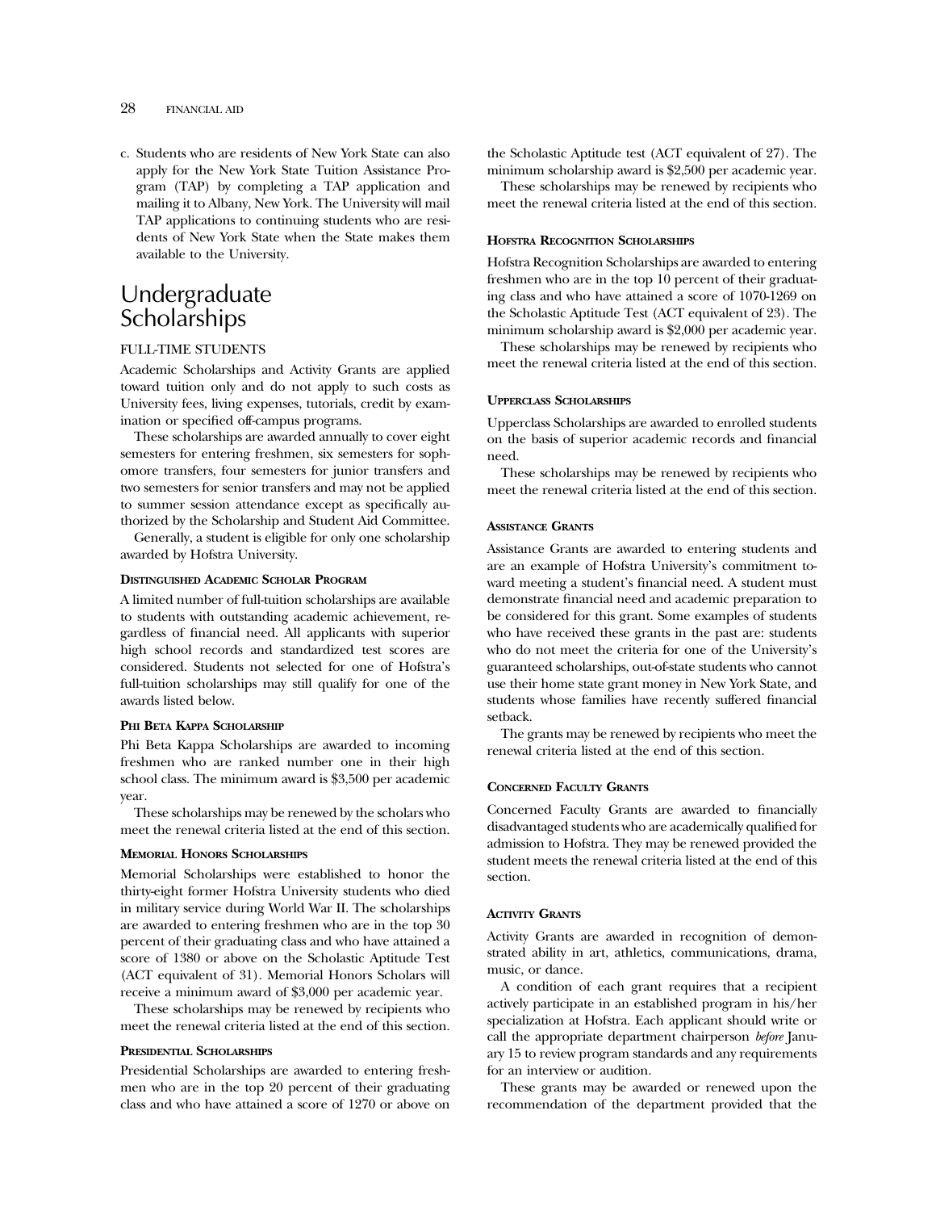c. Students who are residents of New York State can also apply for the New York State Tuition Assistance Program (TAP) by completing a TAP application and mailing it to Albany, New York. The University will mail TAP applications to continuing students who are residents of New York State when the State makes them available to the University.

# Undergraduate Scholarships

## FULL-TIME STUDENTS

Academic Scholarships and Activity Grants are applied toward tuition only and do not apply to such costs as University fees, living expenses, tutorials, credit by examination or specified off-campus programs.

These scholarships are awarded annually to cover eight semesters for entering freshmen, six semesters for sophomore transfers, four semesters for junior transfers and two semesters for senior transfers and may not be applied to summer session attendance except as specifically authorized by the Scholarship and Student Aid Committee.

Generally, a student is eligible for only one scholarship awarded by Hofstra University.

### Distinguished Academic Scholar Program

A limited number of full-tuition scholarships are available to students with outstanding academic achievement, regardless of financial need. All applicants with superior high school records and standardized test scores are considered. Students not selected for one of Hofstra's full-tuition scholarships may still qualify for one of the awards listed below.

### Phi Beta Kappa Scholarship

Phi Beta Kappa Scholarships are awarded to incoming freshmen who are ranked number one in their high school class. The minimum award is $3,500 per academic year.

These scholarships may be renewed by the scholars who meet the renewal criteria listed at the end of this section.

### Memorial Honors Scholarships

Memorial Scholarships were established to honor the thirty-eight former Hofstra University students who died in military service during World War II. The scholarships are awarded to entering freshmen who are in the top 30 percent of their graduating class and who have attained a score of 1380 or above on the Scholastic Aptitude Test (ACT equivalent of 31). Memorial Honors Scholars will receive a minimum award of $3,000 per academic year.

These scholarships may be renewed by recipients who meet the renewal criteria listed at the end of this section.

### Presidential Scholarships

Presidential Scholarships are awarded to entering freshmen who are in the top 20 percent of their graduating class and who have attained a score of 1270 or above on the Scholastic Aptitude test (ACT equivalent of 27). The minimum scholarship award is $2,500 per academic year.

These scholarships may be renewed by recipients who meet the renewal criteria listed at the end of this section.

### Hofstra Recognition Scholarships

Hofstra Recognition Scholarships are awarded to entering freshmen who are in the top 10 percent of their graduating class and who have attained a score of 1070-1269 on the Scholastic Aptitude Test (ACT equivalent of 23). The minimum scholarship award is $2,000 per academic year.

These scholarships may be renewed by recipients who meet the renewal criteria listed at the end of this section.

### Upperclass Scholarships

Upperclass Scholarships are awarded to enrolled students on the basis of superior academic records and financial need.

These scholarships may be renewed by recipients who meet the renewal criteria listed at the end of this section.

### Assistance Grants

Assistance Grants are awarded to entering students and are an example of Hofstra University's commitment toward meeting a student's financial need. A student must demonstrate financial need and academic preparation to be considered for this grant. Some examples of students who have received these grants in the past are: students who do not meet the criteria for one of the University's guaranteed scholarships, out-of-state students who cannot use their home state grant money in New York State, and students whose families have recently suffered financial setback.

The grants may be renewed by recipients who meet the renewal criteria listed at the end of this section.

### Concerned Faculty Grants

Concerned Faculty Grants are awarded to financially disadvantaged students who are academically qualified for admission to Hofstra. They may be renewed provided the student meets the renewal criteria listed at the end of this section.

### Activity Grants

Activity Grants are awarded in recognition of demonstrated ability in art, athletics, communications, drama, music, or dance.

A condition of each grant requires that a recipient actively participate in an established program in his/her specialization at Hofstra. Each applicant should write or call the appropriate department chairperson *before* January 15 to review program standards and any requirements for an interview or audition.

These grants may be awarded or renewed upon the recommendation of the department provided that the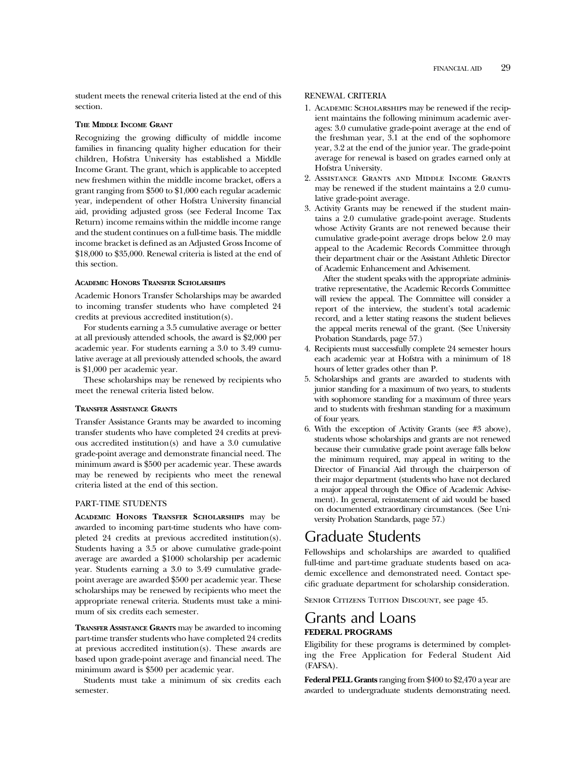student meets the renewal criteria listed at the end of this section.

#### The Middle Income Grant

Recognizing the growing difficulty of middle income families in financing quality higher education for their children, Hofstra University has established a Middle Income Grant. The grant, which is applicable to accepted new freshmen within the middle income bracket, offers a grant ranging from $500 to $1,000 each regular academic year, independent of other Hofstra University financial aid, providing adjusted gross (see Federal Income Tax Return) income remains within the middle income range and the student continues on a full-time basis. The middle income bracket is defined as an Adjusted Gross Income of $18,000 to $35,000. Renewal criteria is listed at the end of this section.

#### Academic Honors Transfer Scholarships

Academic Honors Transfer Scholarships may be awarded to incoming transfer students who have completed 24 credits at previous accredited institution(s).

For students earning a 3.5 cumulative average or better at all previously attended schools, the award is $2,000 per academic year. For students earning a 3.0 to 3.49 cumulative average at all previously attended schools, the award is $1,000 per academic year.

These scholarships may be renewed by recipients who meet the renewal criteria listed below.

#### Transfer Assistance Grants

Transfer Assistance Grants may be awarded to incoming transfer students who have completed 24 credits at previous accredited institution(s) and have a 3.0 cumulative grade-point average and demonstrate financial need. The minimum award is $500 per academic year. These awards may be renewed by recipients who meet the renewal criteria listed at the end of this section.

### PART-TIME STUDENTS

**Academic Honors Transfer Scholarships** may be awarded to incoming part-time students who have completed 24 credits at previous accredited institution(s). Students having a 3.5 or above cumulative grade-point average are awarded a $1000 scholarship per academic year. Students earning a 3.0 to 3.49 cumulative grade-point average are awarded $500 per academic year. These scholarships may be renewed by recipients who meet the appropriate renewal criteria. Students must take a minimum of six credits each semester.

**Transfer Assistance Grants** may be awarded to incoming part-time transfer students who have completed 24 credits at previous accredited institution(s). These awards are based upon grade-point average and financial need. The minimum award is $500 per academic year.

Students must take a minimum of six credits each semester.

### RENEWAL CRITERIA

1. Academic Scholarships may be renewed if the recipient maintains the following minimum academic averages: 3.0 cumulative grade-point average at the end of the freshman year, 3.1 at the end of the sophomore year, 3.2 at the end of the junior year. The grade-point average for renewal is based on grades earned only at Hofstra University.
2. Assistance Grants and Middle Income Grants may be renewed if the student maintains a 2.0 cumulative grade-point average.
3. Activity Grants may be renewed if the student maintains a 2.0 cumulative grade-point average. Students whose Activity Grants are not renewed because their cumulative grade-point average drops below 2.0 may appeal to the Academic Records Committee through their department chair or the Assistant Athletic Director of Academic Enhancement and Advisement.

   After the student speaks with the appropriate administrative representative, the Academic Records Committee will review the appeal. The Committee will consider a report of the interview, the student's total academic record, and a letter stating reasons the student believes the appeal merits renewal of the grant. (See University Probation Standards, page 57.)
4. Recipients must successfully complete 24 semester hours each academic year at Hofstra with a minimum of 18 hours of letter grades other than P.
5. Scholarships and grants are awarded to students with junior standing for a maximum of two years, to students with sophomore standing for a maximum of three years and to students with freshman standing for a maximum of four years.
6. With the exception of Activity Grants (see #3 above), students whose scholarships and grants are not renewed because their cumulative grade point average falls below the minimum required, may appeal in writing to the Director of Financial Aid through the chairperson of their major department (students who have not declared a major appeal through the Office of Academic Advisement). In general, reinstatement of aid would be based on documented extraordinary circumstances. (See University Probation Standards, page 57.)

## Graduate Students

Fellowships and scholarships are awarded to qualified full-time and part-time graduate students based on academic excellence and demonstrated need. Contact specific graduate department for scholarship consideration.

Senior Citizens Tuition Discount, see page 45.

## Grants and Loans

### FEDERAL PROGRAMS

Eligibility for these programs is determined by completing the Free Application for Federal Student Aid (FAFSA).

**Federal PELL Grants** ranging from $400 to $2,470 a year are awarded to undergraduate students demonstrating need.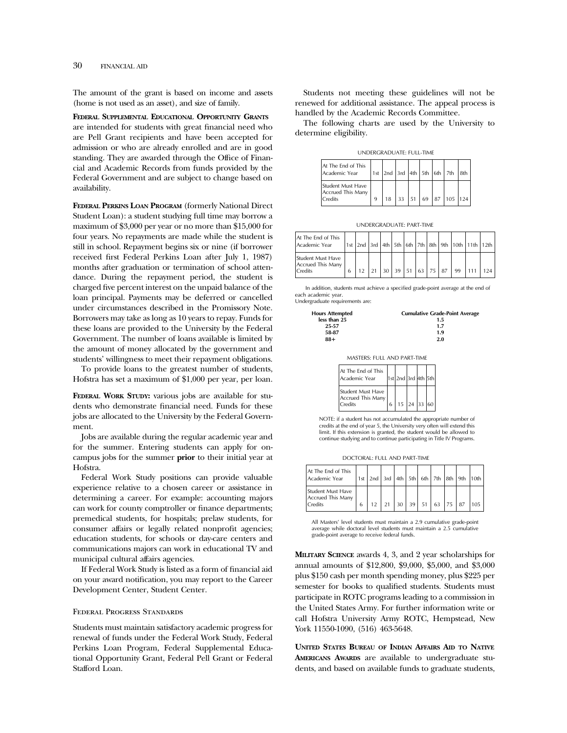The amount of the grant is based on income and assets (home is not used as an asset), and size of family.

**Federal Supplemental Educational Opportunity Grants** are intended for students with great financial need who are Pell Grant recipients and have been accepted for admission or who are already enrolled and are in good standing. They are awarded through the Office of Financial and Academic Records from funds provided by the Federal Government and are subject to change based on availability.

**Federal Perkins Loan Program** (formerly National Direct Student Loan): a student studying full time may borrow a maximum of $3,000 per year or no more than $15,000 for four years. No repayments are made while the student is still in school. Repayment begins six or nine (if borrower received first Federal Perkins Loan after July 1, 1987) months after graduation or termination of school attendance. During the repayment period, the student is charged five percent interest on the unpaid balance of the loan principal. Payments may be deferred or cancelled under circumstances described in the Promissory Note. Borrowers may take as long as 10 years to repay. Funds for these loans are provided to the University by the Federal Government. The number of loans available is limited by the amount of money allocated by the government and students' willingness to meet their repayment obligations.

To provide loans to the greatest number of students, Hofstra has set a maximum of $1,000 per year, per loan.

**Federal Work Study:** various jobs are available for students who demonstrate financial need. Funds for these jobs are allocated to the University by the Federal Government.

Jobs are available during the regular academic year and for the summer. Entering students can apply for on-campus jobs for the summer **prior** to their initial year at Hofstra.

Federal Work Study positions can provide valuable experience relative to a chosen career or assistance in determining a career. For example: accounting majors can work for county comptroller or finance departments; premedical students, for hospitals; prelaw students, for consumer affairs or legally related nonprofit agencies; education students, for schools or day-care centers and communications majors can work in educational TV and municipal cultural affairs agencies.

If Federal Work Study is listed as a form of financial aid on your award notification, you may report to the Career Development Center, Student Center.

### Federal Progress Standards

Students must maintain satisfactory academic progress for renewal of funds under the Federal Work Study, Federal Perkins Loan Program, Federal Supplemental Educational Opportunity Grant, Federal Pell Grant or Federal Stafford Loan.

Students not meeting these guidelines will not be renewed for additional assistance. The appeal process is handled by the Academic Records Committee.

The following charts are used by the University to determine eligibility.

UNDERGRADUATE: FULL-TIME

| At The End of This Academic Year | 1st | 2nd | 3rd | 4th | 5th | 6th | 7th | 8th |
|---|---|---|---|---|---|---|---|---|
| Student Must Have Accrued This Many Credits | 9 | 18 | 33 | 51 | 69 | 87 | 105 | 124 |

UNDERGRADUATE: PART-TIME

| At The End of This Academic Year | 1st | 2nd | 3rd | 4th | 5th | 6th | 7th | 8th | 9th | 10th | 11th | 12th |
|---|---|---|---|---|---|---|---|---|---|---|---|---|
| Student Must Have Accrued This Many Credits | 6 | 12 | 21 | 30 | 39 | 51 | 63 | 75 | 87 | 99 | 111 | 124 |

In addition, students must achieve a specified grade-point average at the end of each academic year.
Undergraduate requirements are:

| Hours Attempted | Cumulative Grade-Point Average |
|---|---|
| less than 25 | 1.5 |
| 25-57 | 1.7 |
| 58-87 | 1.9 |
| 88+ | 2.0 |

MASTERS: FULL AND PART-TIME

| At The End of This Academic Year | 1st | 2nd | 3rd | 4th | 5th |
|---|---|---|---|---|---|
| Student Must Have Accrued This Many Credits | 6 | 15 | 24 | 33 | 60 |

NOTE: if a student has not accumulated the appropriate number of credits at the end of year 5, the University very often will extend this limit. If this extension is granted, the student would be allowed to continue studying and to continue participating in Title IV Programs.

DOCTORAL: FULL AND PART-TIME

| At The End of This Academic Year | 1st | 2nd | 3rd | 4th | 5th | 6th | 7th | 8th | 9th | 10th |
|---|---|---|---|---|---|---|---|---|---|---|
| Student Must Have Accrued This Many Credits | 6 | 12 | 21 | 30 | 39 | 51 | 63 | 75 | 87 | 105 |

All Masters' level students must maintain a 2.9 cumulative grade-point average while doctoral level students must maintain a 2.5 cumulative grade-point average to receive federal funds.

**Military Science** awards 4, 3, and 2 year scholarships for annual amounts of $12,800, $9,000, $5,000, and $3,000 plus $150 cash per month spending money, plus $225 per semester for books to qualified students. Students must participate in ROTC programs leading to a commission in the United States Army. For further information write or call Hofstra University Army ROTC, Hempstead, New York 11550-1090, (516) 463-5648.

**United States Bureau of Indian Affairs Aid to Native Americans Awards** are available to undergraduate students, and based on available funds to graduate students,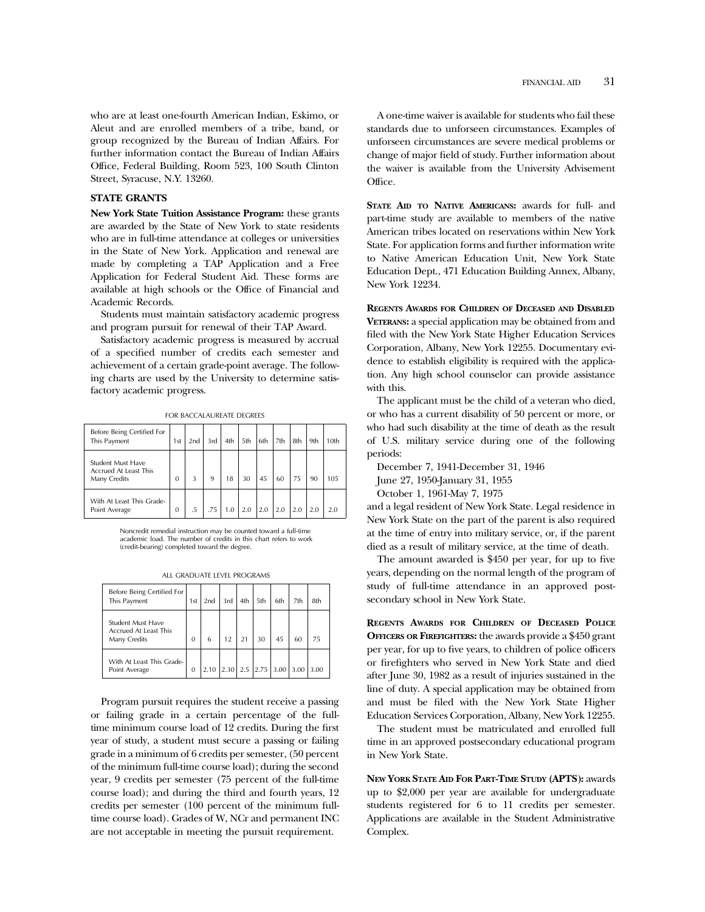who are at least one-fourth American Indian, Eskimo, or Aleut and are enrolled members of a tribe, band, or group recognized by the Bureau of Indian Affairs. For further information contact the Bureau of Indian Affairs Office, Federal Building, Room 523, 100 South Clinton Street, Syracuse, N.Y. 13260.

### STATE GRANTS

**New York State Tuition Assistance Program:** these grants are awarded by the State of New York to state residents who are in full-time attendance at colleges or universities in the State of New York. Application and renewal are made by completing a TAP Application and a Free Application for Federal Student Aid. These forms are available at high schools or the Office of Financial and Academic Records.

Students must maintain satisfactory academic progress and program pursuit for renewal of their TAP Award.

Satisfactory academic progress is measured by accrual of a specified number of credits each semester and achievement of a certain grade-point average. The following charts are used by the University to determine satisfactory academic progress.

FOR BACCALAUREATE DEGREES

| Before Being Certified For This Payment | 1st | 2nd | 3rd | 4th | 5th | 6th | 7th | 8th | 9th | 10th |
|---|---|---|---|---|---|---|---|---|---|---|
| Student Must Have Accrued At Least This Many Credits | 0 | 3 | 9 | 18 | 30 | 45 | 60 | 75 | 90 | 105 |
| With At Least This Grade-Point Average | 0 | .5 | .75 | 1.0 | 2.0 | 2.0 | 2.0 | 2.0 | 2.0 | 2.0 |

Noncredit remedial instruction may be counted toward a full-time academic load. The number of credits in this chart refers to work (credit-bearing) completed toward the degree.

ALL GRADUATE LEVEL PROGRAMS

| Before Being Certified For This Payment | 1st | 2nd | 3rd | 4th | 5th | 6th | 7th | 8th |
|---|---|---|---|---|---|---|---|---|
| Student Must Have Accrued At Least This Many Credits | 0 | 6 | 12 | 21 | 30 | 45 | 60 | 75 |
| With At Least This Grade-Point Average | 0 | 2.10 | 2.30 | 2.5 | 2.75 | 3.00 | 3.00 | 3.00 |

Program pursuit requires the student receive a passing or failing grade in a certain percentage of the full-time minimum course load of 12 credits. During the first year of study, a student must secure a passing or failing grade in a minimum of 6 credits per semester, (50 percent of the minimum full-time course load); during the second year, 9 credits per semester (75 percent of the full-time course load); and during the third and fourth years, 12 credits per semester (100 percent of the minimum full-time course load). Grades of W, NCr and permanent INC are not acceptable in meeting the pursuit requirement.

A one-time waiver is available for students who fail these standards due to unforseen circumstances. Examples of unforseen circumstances are severe medical problems or change of major field of study. Further information about the waiver is available from the University Advisement Office.

**State Aid to Native Americans:** awards for full- and part-time study are available to members of the native American tribes located on reservations within New York State. For application forms and further information write to Native American Education Unit, New York State Education Dept., 471 Education Building Annex, Albany, New York 12234.

**Regents Awards for Children of Deceased and Disabled Veterans:** a special application may be obtained from and filed with the New York State Higher Education Services Corporation, Albany, New York 12255. Documentary evidence to establish eligibility is required with the application. Any high school counselor can provide assistance with this.

The applicant must be the child of a veteran who died, or who has a current disability of 50 percent or more, or who had such disability at the time of death as the result of U.S. military service during one of the following periods:

December 7, 1941-December 31, 1946

June 27, 1950-January 31, 1955

October 1, 1961-May 7, 1975

and a legal resident of New York State. Legal residence in New York State on the part of the parent is also required at the time of entry into military service, or, if the parent died as a result of military service, at the time of death.

The amount awarded is $450 per year, for up to five years, depending on the normal length of the program of study of full-time attendance in an approved post-secondary school in New York State.

**Regents Awards for Children of Deceased Police Officers or Firefighters:** the awards provide a $450 grant per year, for up to five years, to children of police officers or firefighters who served in New York State and died after June 30, 1982 as a result of injuries sustained in the line of duty. A special application may be obtained from and must be filed with the New York State Higher Education Services Corporation, Albany, New York 12255.

The student must be matriculated and enrolled full time in an approved postsecondary educational program in New York State.

**New York State Aid For Part-Time Study (APTS):** awards up to $2,000 per year are available for undergraduate students registered for 6 to 11 credits per semester. Applications are available in the Student Administrative Complex.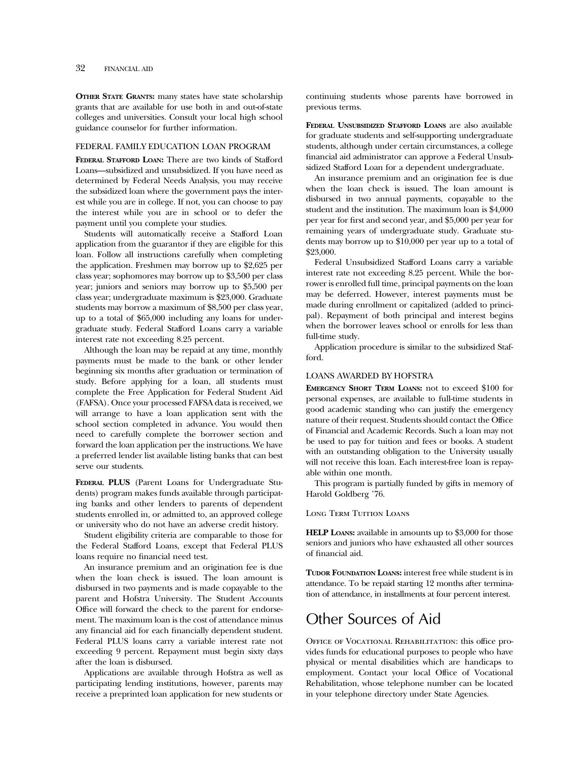**Other State Grants:** many states have state scholarship grants that are available for use both in and out-of-state colleges and universities. Consult your local high school guidance counselor for further information.

### FEDERAL FAMILY EDUCATION LOAN PROGRAM

**Federal Stafford Loan:** There are two kinds of Stafford Loans—subsidized and unsubsidized. If you have need as determined by Federal Needs Analysis, you may receive the subsidized loan where the government pays the interest while you are in college. If not, you can choose to pay the interest while you are in school or to defer the payment until you complete your studies.

Students will automatically receive a Stafford Loan application from the guarantor if they are eligible for this loan. Follow all instructions carefully when completing the application. Freshmen may borrow up to $2,625 per class year; sophomores may borrow up to $3,500 per class year; juniors and seniors may borrow up to $5,500 per class year; undergraduate maximum is $23,000. Graduate students may borrow a maximum of $8,500 per class year, up to a total of $65,000 including any loans for undergraduate study. Federal Stafford Loans carry a variable interest rate not exceeding 8.25 percent.

Although the loan may be repaid at any time, monthly payments must be made to the bank or other lender beginning six months after graduation or termination of study. Before applying for a loan, all students must complete the Free Application for Federal Student Aid (FAFSA). Once your processed FAFSA data is received, we will arrange to have a loan application sent with the school section completed in advance. You would then need to carefully complete the borrower section and forward the loan application per the instructions. We have a preferred lender list available listing banks that can best serve our students.

**Federal PLUS** (Parent Loans for Undergraduate Students) program makes funds available through participating banks and other lenders to parents of dependent students enrolled in, or admitted to, an approved college or university who do not have an adverse credit history.

Student eligibility criteria are comparable to those for the Federal Stafford Loans, except that Federal PLUS loans require no financial need test.

An insurance premium and an origination fee is due when the loan check is issued. The loan amount is disbursed in two payments and is made copayable to the parent and Hofstra University. The Student Accounts Office will forward the check to the parent for endorsement. The maximum loan is the cost of attendance minus any financial aid for each financially dependent student. Federal PLUS loans carry a variable interest rate not exceeding 9 percent. Repayment must begin sixty days after the loan is disbursed.

Applications are available through Hofstra as well as participating lending institutions, however, parents may receive a preprinted loan application for new students or continuing students whose parents have borrowed in previous terms.

**Federal Unsubsidized Stafford Loans** are also available for graduate students and self-supporting undergraduate students, although under certain circumstances, a college financial aid administrator can approve a Federal Unsubsidized Stafford Loan for a dependent undergraduate.

An insurance premium and an origination fee is due when the loan check is issued. The loan amount is disbursed in two annual payments, copayable to the student and the institution. The maximum loan is $4,000 per year for first and second year, and $5,000 per year for remaining years of undergraduate study. Graduate students may borrow up to $10,000 per year up to a total of $23,000.

Federal Unsubsidized Stafford Loans carry a variable interest rate not exceeding 8.25 percent. While the borrower is enrolled full time, principal payments on the loan may be deferred. However, interest payments must be made during enrollment or capitalized (added to principal). Repayment of both principal and interest begins when the borrower leaves school or enrolls for less than full-time study.

Application procedure is similar to the subsidized Stafford.

### LOANS AWARDED BY HOFSTRA

**Emergency Short Term Loans:** not to exceed $100 for personal expenses, are available to full-time students in good academic standing who can justify the emergency nature of their request. Students should contact the Office of Financial and Academic Records. Such a loan may not be used to pay for tuition and fees or books. A student with an outstanding obligation to the University usually will not receive this loan. Each interest-free loan is repayable within one month.

This program is partially funded by gifts in memory of Harold Goldberg '76.

#### Long Term Tuition Loans

**HELP Loans:** available in amounts up to $3,000 for those seniors and juniors who have exhausted all other sources of financial aid.

**Tudor Foundation Loans:** interest free while student is in attendance. To be repaid starting 12 months after termination of attendance, in installments at four percent interest.

## Other Sources of Aid

Office of Vocational Rehabilitation: this office provides funds for educational purposes to people who have physical or mental disabilities which are handicaps to employment. Contact your local Office of Vocational Rehabilitation, whose telephone number can be located in your telephone directory under State Agencies.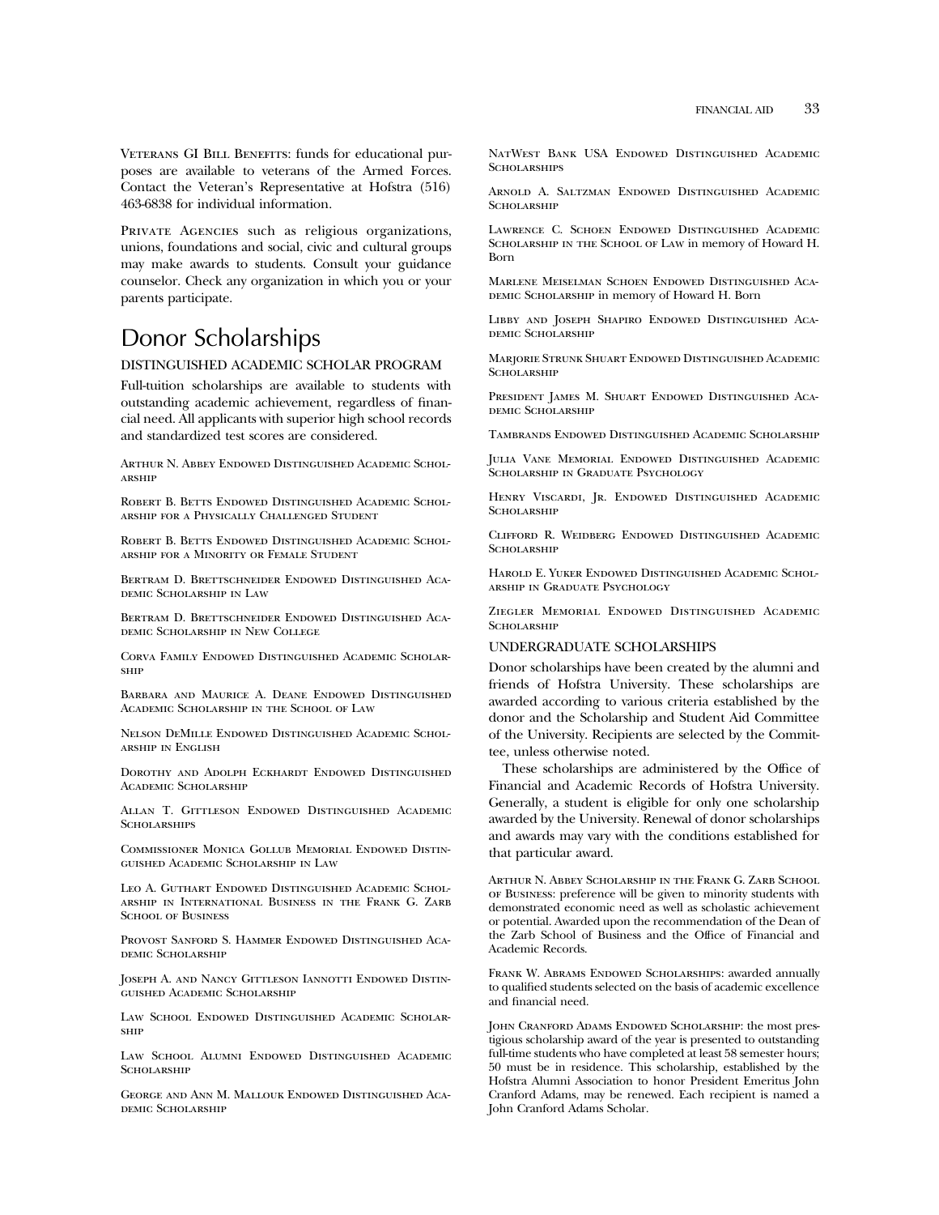Veterans GI Bill Benefits: funds for educational purposes are available to veterans of the Armed Forces. Contact the Veteran's Representative at Hofstra (516) 463-6838 for individual information.

Private Agencies such as religious organizations, unions, foundations and social, civic and cultural groups may make awards to students. Consult your guidance counselor. Check any organization in which you or your parents participate.

# Donor Scholarships

### DISTINGUISHED ACADEMIC SCHOLAR PROGRAM

Full-tuition scholarships are available to students with outstanding academic achievement, regardless of financial need. All applicants with superior high school records and standardized test scores are considered.

Arthur N. Abbey Endowed Distinguished Academic Scholarship

Robert B. Betts Endowed Distinguished Academic Scholarship for a Physically Challenged Student

Robert B. Betts Endowed Distinguished Academic Scholarship for a Minority or Female Student

Bertram D. Brettschneider Endowed Distinguished Academic Scholarship in Law

Bertram D. Brettschneider Endowed Distinguished Academic Scholarship in New College

Corva Family Endowed Distinguished Academic Scholarship

Barbara and Maurice A. Deane Endowed Distinguished Academic Scholarship in the School of Law

Nelson DeMille Endowed Distinguished Academic Scholarship in English

Dorothy and Adolph Eckhardt Endowed Distinguished Academic Scholarship

Allan T. Gittleson Endowed Distinguished Academic Scholarships

Commissioner Monica Gollub Memorial Endowed Distinguished Academic Scholarship in Law

Leo A. Guthart Endowed Distinguished Academic Scholarship in International Business in the Frank G. Zarb School of Business

Provost Sanford S. Hammer Endowed Distinguished Academic Scholarship

Joseph A. and Nancy Gittleson Iannotti Endowed Distinguished Academic Scholarship

Law School Endowed Distinguished Academic Scholarship

Law School Alumni Endowed Distinguished Academic Scholarship

George and Ann M. Mallouk Endowed Distinguished Academic Scholarship

NatWest Bank USA Endowed Distinguished Academic Scholarships

Arnold A. Saltzman Endowed Distinguished Academic Scholarship

Lawrence C. Schoen Endowed Distinguished Academic Scholarship in the School of Law in memory of Howard H. Born

Marlene Meiselman Schoen Endowed Distinguished Academic Scholarship in memory of Howard H. Born

Libby and Joseph Shapiro Endowed Distinguished Academic Scholarship

Marjorie Strunk Shuart Endowed Distinguished Academic Scholarship

President James M. Shuart Endowed Distinguished Academic Scholarship

Tambrands Endowed Distinguished Academic Scholarship

Julia Vane Memorial Endowed Distinguished Academic Scholarship in Graduate Psychology

Henry Viscardi, Jr. Endowed Distinguished Academic Scholarship

Clifford R. Weidberg Endowed Distinguished Academic Scholarship

Harold E. Yuker Endowed Distinguished Academic Scholarship in Graduate Psychology

Ziegler Memorial Endowed Distinguished Academic Scholarship

### UNDERGRADUATE SCHOLARSHIPS

Donor scholarships have been created by the alumni and friends of Hofstra University. These scholarships are awarded according to various criteria established by the donor and the Scholarship and Student Aid Committee of the University. Recipients are selected by the Committee, unless otherwise noted.

These scholarships are administered by the Office of Financial and Academic Records of Hofstra University. Generally, a student is eligible for only one scholarship awarded by the University. Renewal of donor scholarships and awards may vary with the conditions established for that particular award.

Arthur N. Abbey Scholarship in the Frank G. Zarb School of Business: preference will be given to minority students with demonstrated economic need as well as scholastic achievement or potential. Awarded upon the recommendation of the Dean of the Zarb School of Business and the Office of Financial and Academic Records.

Frank W. Abrams Endowed Scholarships: awarded annually to qualified students selected on the basis of academic excellence and financial need.

John Cranford Adams Endowed Scholarship: the most prestigious scholarship award of the year is presented to outstanding full-time students who have completed at least 58 semester hours; 50 must be in residence. This scholarship, established by the Hofstra Alumni Association to honor President Emeritus John Cranford Adams, may be renewed. Each recipient is named a John Cranford Adams Scholar.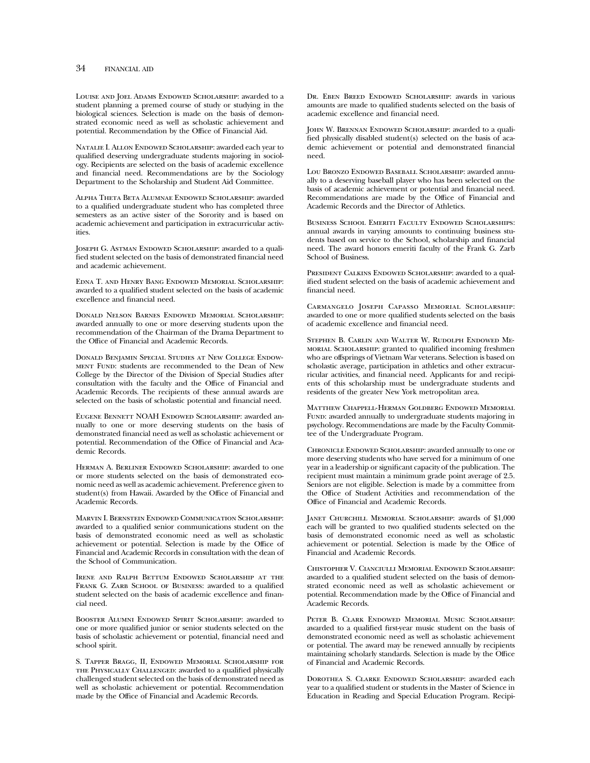Louise and Joel Adams Endowed Scholarship: awarded to a student planning a premed course of study or studying in the biological sciences. Selection is made on the basis of demonstrated economic need as well as scholastic achievement and potential. Recommendation by the Office of Financial Aid.

Natalie I. Allon Endowed Scholarship: awarded each year to qualified deserving undergraduate students majoring in sociology. Recipients are selected on the basis of academic excellence and financial need. Recommendations are by the Sociology Department to the Scholarship and Student Aid Committee.

Alpha Theta Beta Alumnae Endowed Scholarship: awarded to a qualified undergraduate student who has completed three semesters as an active sister of the Sorority and is based on academic achievement and participation in extracurricular activities.

Joseph G. Astman Endowed Scholarship: awarded to a qualified student selected on the basis of demonstrated financial need and academic achievement.

Edna T. and Henry Bang Endowed Memorial Scholarship: awarded to a qualified student selected on the basis of academic excellence and financial need.

Donald Nelson Barnes Endowed Memorial Scholarship: awarded annually to one or more deserving students upon the recommendation of the Chairman of the Drama Department to the Office of Financial and Academic Records.

Donald Benjamin Special Studies at New College Endowment Fund: students are recommended to the Dean of New College by the Director of the Division of Special Studies after consultation with the faculty and the Office of Financial and Academic Records. The recipients of these annual awards are selected on the basis of scholastic potential and financial need.

Eugene Bennett NOAH Endowed Scholarship: awarded annually to one or more deserving students on the basis of demonstrated financial need as well as scholastic achievement or potential. Recommendation of the Office of Financial and Academic Records.

Herman A. Berliner Endowed Scholarship: awarded to one or more students selected on the basis of demonstrated economic need as well as academic achievement. Preference given to student(s) from Hawaii. Awarded by the Office of Financial and Academic Records.

Marvin I. Bernstein Endowed Communication Scholarship: awarded to a qualified senior communications student on the basis of demonstrated economic need as well as scholastic achievement or potential. Selection is made by the Office of Financial and Academic Records in consultation with the dean of the School of Communication.

Irene and Ralph Bettum Endowed Scholarship at the Frank G. Zarb School of Business: awarded to a qualified student selected on the basis of academic excellence and financial need.

Booster Alumni Endowed Spirit Scholarship: awarded to one or more qualified junior or senior students selected on the basis of scholastic achievement or potential, financial need and school spirit.

S. Tapper Bragg, II, Endowed Memorial Scholarship for the Physically Challenged: awarded to a qualified physically challenged student selected on the basis of demonstrated need as well as scholastic achievement or potential. Recommendation made by the Office of Financial and Academic Records.

Dr. Eben Breed Endowed Scholarship: awards in various amounts are made to qualified students selected on the basis of academic excellence and financial need.

John W. Brennan Endowed Scholarship: awarded to a qualified physically disabled student(s) selected on the basis of academic achievement or potential and demonstrated financial need.

Lou Bronzo Endowed Baseball Scholarship: awarded annually to a deserving baseball player who has been selected on the basis of academic achievement or potential and financial need. Recommendations are made by the Office of Financial and Academic Records and the Director of Athletics.

Business School Emeriti Faculty Endowed Scholarships: annual awards in varying amounts to continuing business students based on service to the School, scholarship and financial need. The award honors emeriti faculty of the Frank G. Zarb School of Business.

President Calkins Endowed Scholarship: awarded to a qualified student selected on the basis of academic achievement and financial need.

Carmangelo Joseph Capasso Memorial Scholarship: awarded to one or more qualified students selected on the basis of academic excellence and financial need.

Stephen B. Carlin and Walter W. Rudolph Endowed Memorial Scholarship: granted to qualified incoming freshmen who are offsprings of Vietnam War veterans. Selection is based on scholastic average, participation in athletics and other extracurricular activities, and financial need. Applicants for and recipients of this scholarship must be undergraduate students and residents of the greater New York metropolitan area.

Matthew Chappell-Herman Goldberg Endowed Memorial Fund: awarded annually to undergraduate students majoring in psychology. Recommendations are made by the Faculty Committee of the Undergraduate Program.

Chronicle Endowed Scholarship: awarded annually to one or more deserving students who have served for a minimum of one year in a leadership or significant capacity of the publication. The recipient must maintain a minimum grade point average of 2.5. Seniors are not eligible. Selection is made by a committee from the Office of Student Activities and recommendation of the Office of Financial and Academic Records.

Janet Churchill Memorial Scholarship: awards of $1,000 each will be granted to two qualified students selected on the basis of demonstrated economic need as well as scholastic achievement or potential. Selection is made by the Office of Financial and Academic Records.

Chistopher V. Cianciulli Memorial Endowed Scholarship: awarded to a qualified student selected on the basis of demonstrated economic need as well as scholastic achievement or potential. Recommendation made by the Office of Financial and Academic Records.

Peter B. Clark Endowed Memorial Music Scholarship: awarded to a qualified first-year music student on the basis of demonstrated economic need as well as scholastic achievement or potential. The award may be renewed annually by recipients maintaining scholarly standards. Selection is made by the Office of Financial and Academic Records.

Dorothea S. Clarke Endowed Scholarship: awarded each year to a qualified student or students in the Master of Science in Education in Reading and Special Education Program. Recipi-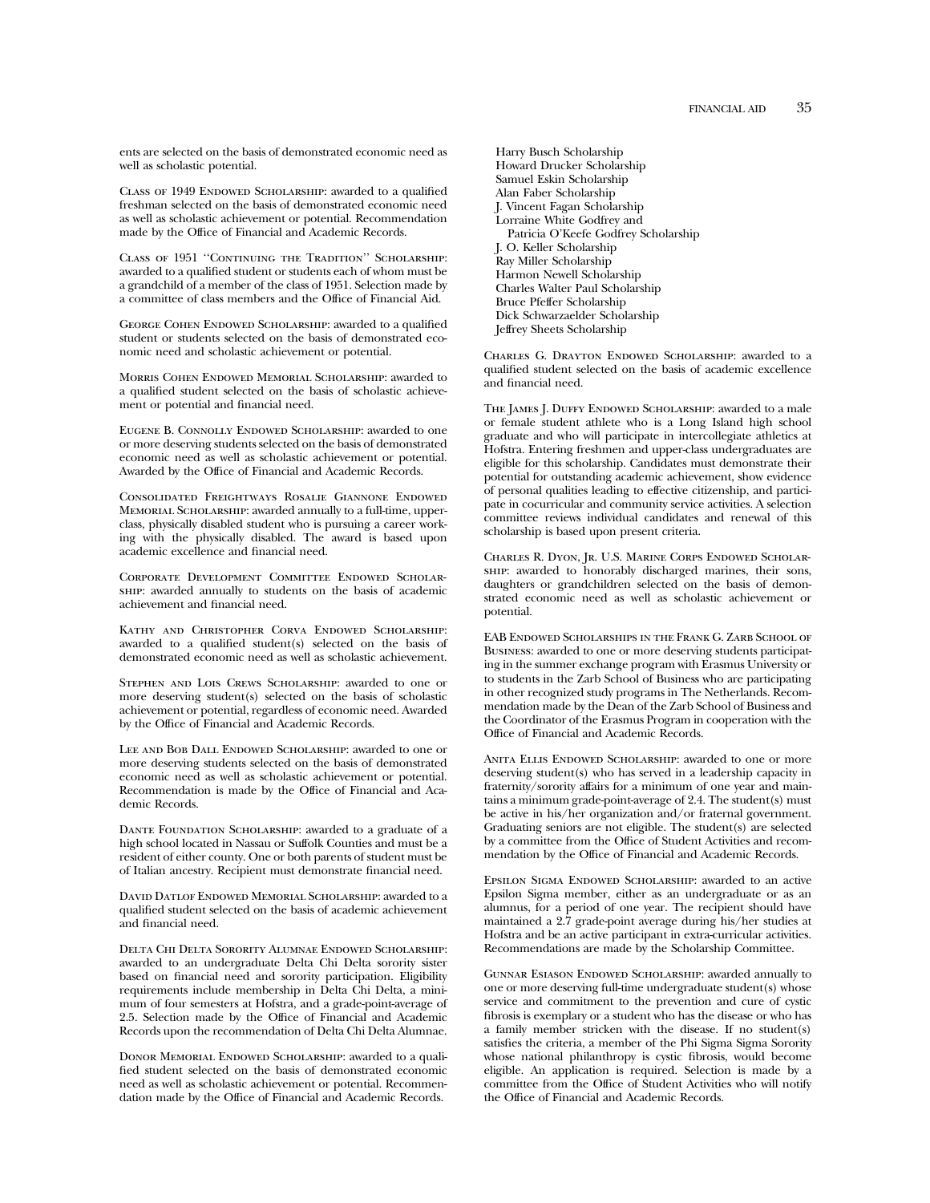ents are selected on the basis of demonstrated economic need as well as scholastic potential.

Class of 1949 Endowed Scholarship: awarded to a qualified freshman selected on the basis of demonstrated economic need as well as scholastic achievement or potential. Recommendation made by the Office of Financial and Academic Records.

Class of 1951 ''Continuing the Tradition'' Scholarship: awarded to a qualified student or students each of whom must be a grandchild of a member of the class of 1951. Selection made by a committee of class members and the Office of Financial Aid.

George Cohen Endowed Scholarship: awarded to a qualified student or students selected on the basis of demonstrated economic need and scholastic achievement or potential.

Morris Cohen Endowed Memorial Scholarship: awarded to a qualified student selected on the basis of scholastic achievement or potential and financial need.

Eugene B. Connolly Endowed Scholarship: awarded to one or more deserving students selected on the basis of demonstrated economic need as well as scholastic achievement or potential. Awarded by the Office of Financial and Academic Records.

Consolidated Freightways Rosalie Giannone Endowed Memorial Scholarship: awarded annually to a full-time, upperclass, physically disabled student who is pursuing a career working with the physically disabled. The award is based upon academic excellence and financial need.

Corporate Development Committee Endowed Scholarship: awarded annually to students on the basis of academic achievement and financial need.

Kathy and Christopher Corva Endowed Scholarship: awarded to a qualified student(s) selected on the basis of demonstrated economic need as well as scholastic achievement.

Stephen and Lois Crews Scholarship: awarded to one or more deserving student(s) selected on the basis of scholastic achievement or potential, regardless of economic need. Awarded by the Office of Financial and Academic Records.

Lee and Bob Dall Endowed Scholarship: awarded to one or more deserving students selected on the basis of demonstrated economic need as well as scholastic achievement or potential. Recommendation is made by the Office of Financial and Academic Records.

Dante Foundation Scholarship: awarded to a graduate of a high school located in Nassau or Suffolk Counties and must be a resident of either county. One or both parents of student must be of Italian ancestry. Recipient must demonstrate financial need.

David Datlof Endowed Memorial Scholarship: awarded to a qualified student selected on the basis of academic achievement and financial need.

Delta Chi Delta Sorority Alumnae Endowed Scholarship: awarded to an undergraduate Delta Chi Delta sorority sister based on financial need and sorority participation. Eligibility requirements include membership in Delta Chi Delta, a minimum of four semesters at Hofstra, and a grade-point-average of 2.5. Selection made by the Office of Financial and Academic Records upon the recommendation of Delta Chi Delta Alumnae.

Donor Memorial Endowed Scholarship: awarded to a qualified student selected on the basis of demonstrated economic need as well as scholastic achievement or potential. Recommendation made by the Office of Financial and Academic Records.

Harry Busch Scholarship
Howard Drucker Scholarship
Samuel Eskin Scholarship
Alan Faber Scholarship
J. Vincent Fagan Scholarship
Lorraine White Godfrey and
Patricia O'Keefe Godfrey Scholarship
J. O. Keller Scholarship
Ray Miller Scholarship
Harmon Newell Scholarship
Charles Walter Paul Scholarship
Bruce Pfeffer Scholarship
Dick Schwarzaelder Scholarship
Jeffrey Sheets Scholarship

Charles G. Drayton Endowed Scholarship: awarded to a qualified student selected on the basis of academic excellence and financial need.

The James J. Duffy Endowed Scholarship: awarded to a male or female student athlete who is a Long Island high school graduate and who will participate in intercollegiate athletics at Hofstra. Entering freshmen and upper-class undergraduates are eligible for this scholarship. Candidates must demonstrate their potential for outstanding academic achievement, show evidence of personal qualities leading to effective citizenship, and participate in cocurricular and community service activities. A selection committee reviews individual candidates and renewal of this scholarship is based upon present criteria.

Charles R. Dyon, Jr. U.S. Marine Corps Endowed Scholarship: awarded to honorably discharged marines, their sons, daughters or grandchildren selected on the basis of demonstrated economic need as well as scholastic achievement or potential.

EAB Endowed Scholarships in the Frank G. Zarb School of Business: awarded to one or more deserving students participating in the summer exchange program with Erasmus University or to students in the Zarb School of Business who are participating in other recognized study programs in The Netherlands. Recommendation made by the Dean of the Zarb School of Business and the Coordinator of the Erasmus Program in cooperation with the Office of Financial and Academic Records.

Anita Ellis Endowed Scholarship: awarded to one or more deserving student(s) who has served in a leadership capacity in fraternity/sorority affairs for a minimum of one year and maintains a minimum grade-point-average of 2.4. The student(s) must be active in his/her organization and/or fraternal government. Graduating seniors are not eligible. The student(s) are selected by a committee from the Office of Student Activities and recommendation by the Office of Financial and Academic Records.

Epsilon Sigma Endowed Scholarship: awarded to an active Epsilon Sigma member, either as an undergraduate or as an alumnus, for a period of one year. The recipient should have maintained a 2.7 grade-point average during his/her studies at Hofstra and be an active participant in extra-curricular activities. Recommendations are made by the Scholarship Committee.

Gunnar Esiason Endowed Scholarship: awarded annually to one or more deserving full-time undergraduate student(s) whose service and commitment to the prevention and cure of cystic fibrosis is exemplary or a student who has the disease or who has a family member stricken with the disease. If no student(s) satisfies the criteria, a member of the Phi Sigma Sigma Sorority whose national philanthropy is cystic fibrosis, would become eligible. An application is required. Selection is made by a committee from the Office of Student Activities who will notify the Office of Financial and Academic Records.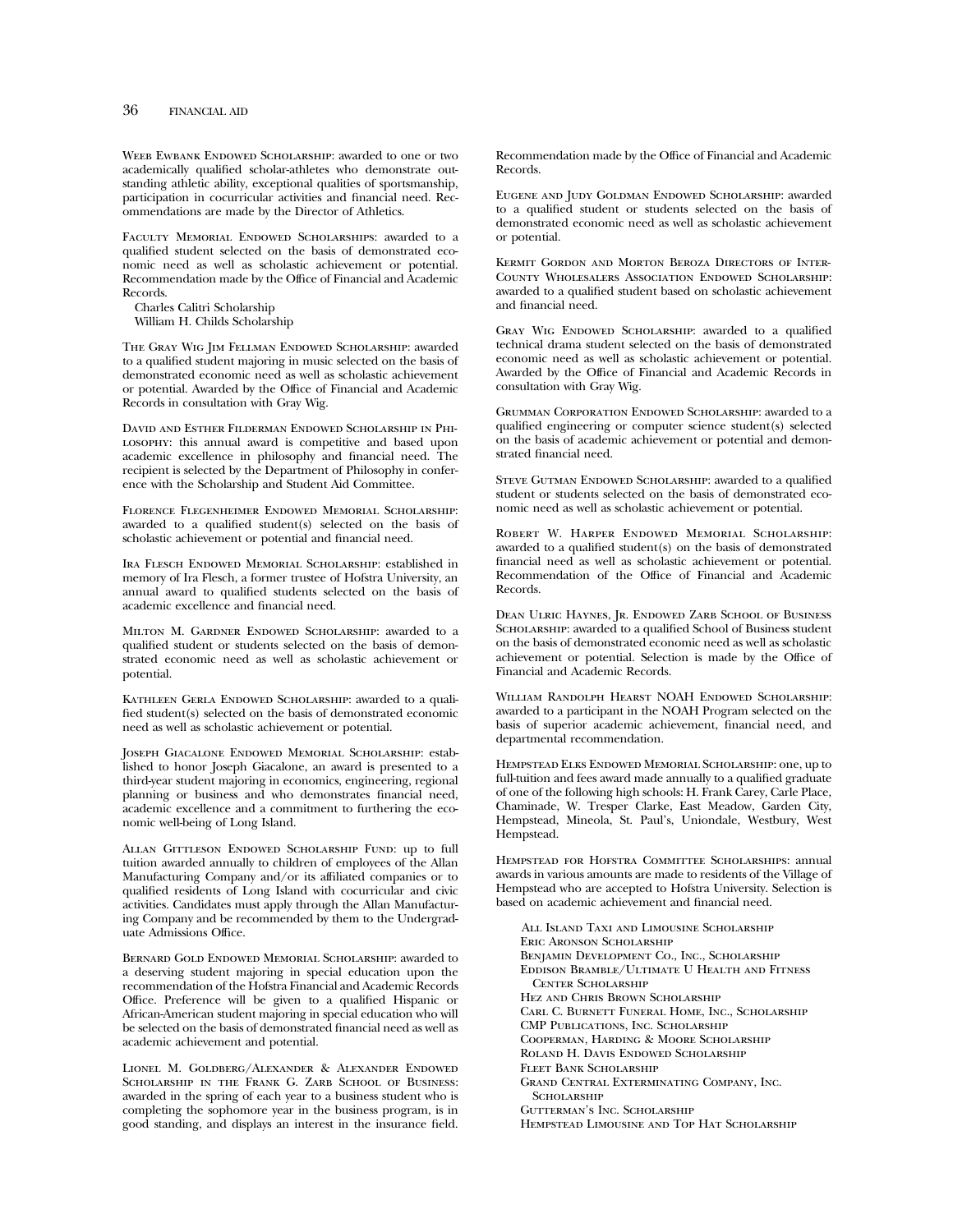Weeb Ewbank Endowed Scholarship: awarded to one or two academically qualified scholar-athletes who demonstrate outstanding athletic ability, exceptional qualities of sportsmanship, participation in cocurricular activities and financial need. Recommendations are made by the Director of Athletics.

Faculty Memorial Endowed Scholarships: awarded to a qualified student selected on the basis of demonstrated economic need as well as scholastic achievement or potential. Recommendation made by the Office of Financial and Academic Records.

Charles Calitri Scholarship
William H. Childs Scholarship

The Gray Wig Jim Fellman Endowed Scholarship: awarded to a qualified student majoring in music selected on the basis of demonstrated economic need as well as scholastic achievement or potential. Awarded by the Office of Financial and Academic Records in consultation with Gray Wig.

David and Esther Filderman Endowed Scholarship in Philosophy: this annual award is competitive and based upon academic excellence in philosophy and financial need. The recipient is selected by the Department of Philosophy in conference with the Scholarship and Student Aid Committee.

Florence Flegenheimer Endowed Memorial Scholarship: awarded to a qualified student(s) selected on the basis of scholastic achievement or potential and financial need.

Ira Flesch Endowed Memorial Scholarship: established in memory of Ira Flesch, a former trustee of Hofstra University, an annual award to qualified students selected on the basis of academic excellence and financial need.

Milton M. Gardner Endowed Scholarship: awarded to a qualified student or students selected on the basis of demonstrated economic need as well as scholastic achievement or potential.

Kathleen Gerla Endowed Scholarship: awarded to a qualified student(s) selected on the basis of demonstrated economic need as well as scholastic achievement or potential.

Joseph Giacalone Endowed Memorial Scholarship: established to honor Joseph Giacalone, an award is presented to a third-year student majoring in economics, engineering, regional planning or business and who demonstrates financial need, academic excellence and a commitment to furthering the economic well-being of Long Island.

Allan Gittleson Endowed Scholarship Fund: up to full tuition awarded annually to children of employees of the Allan Manufacturing Company and/or its affiliated companies or to qualified residents of Long Island with cocurricular and civic activities. Candidates must apply through the Allan Manufacturing Company and be recommended by them to the Undergraduate Admissions Office.

Bernard Gold Endowed Memorial Scholarship: awarded to a deserving student majoring in special education upon the recommendation of the Hofstra Financial and Academic Records Office. Preference will be given to a qualified Hispanic or African-American student majoring in special education who will be selected on the basis of demonstrated financial need as well as academic achievement and potential.

Lionel M. Goldberg/Alexander & Alexander Endowed Scholarship in the Frank G. Zarb School of Business: awarded in the spring of each year to a business student who is completing the sophomore year in the business program, is in good standing, and displays an interest in the insurance field. Recommendation made by the Office of Financial and Academic Records.

Eugene and Judy Goldman Endowed Scholarship: awarded to a qualified student or students selected on the basis of demonstrated economic need as well as scholastic achievement or potential.

Kermit Gordon and Morton Beroza Directors of Inter-County Wholesalers Association Endowed Scholarship: awarded to a qualified student based on scholastic achievement and financial need.

Gray Wig Endowed Scholarship: awarded to a qualified technical drama student selected on the basis of demonstrated economic need as well as scholastic achievement or potential. Awarded by the Office of Financial and Academic Records in consultation with Gray Wig.

Grumman Corporation Endowed Scholarship: awarded to a qualified engineering or computer science student(s) selected on the basis of academic achievement or potential and demonstrated financial need.

Steve Gutman Endowed Scholarship: awarded to a qualified student or students selected on the basis of demonstrated economic need as well as scholastic achievement or potential.

Robert W. Harper Endowed Memorial Scholarship: awarded to a qualified student(s) on the basis of demonstrated financial need as well as scholastic achievement or potential. Recommendation of the Office of Financial and Academic Records.

Dean Ulric Haynes, Jr. Endowed Zarb School of Business Scholarship: awarded to a qualified School of Business student on the basis of demonstrated economic need as well as scholastic achievement or potential. Selection is made by the Office of Financial and Academic Records.

William Randolph Hearst NOAH Endowed Scholarship: awarded to a participant in the NOAH Program selected on the basis of superior academic achievement, financial need, and departmental recommendation.

Hempstead Elks Endowed Memorial Scholarship: one, up to full-tuition and fees award made annually to a qualified graduate of one of the following high schools: H. Frank Carey, Carle Place, Chaminade, W. Tresper Clarke, East Meadow, Garden City, Hempstead, Mineola, St. Paul's, Uniondale, Westbury, West Hempstead.

Hempstead for Hofstra Committee Scholarships: annual awards in various amounts are made to residents of the Village of Hempstead who are accepted to Hofstra University. Selection is based on academic achievement and financial need.

All Island Taxi and Limousine Scholarship
Eric Aronson Scholarship
Benjamin Development Co., Inc., Scholarship
Eddison Bramble/Ultimate U Health and Fitness Center Scholarship
Hez and Chris Brown Scholarship
Carl C. Burnett Funeral Home, Inc., Scholarship
CMP Publications, Inc. Scholarship
Cooperman, Harding & Moore Scholarship
Roland H. Davis Endowed Scholarship
Fleet Bank Scholarship
Grand Central Exterminating Company, Inc. Scholarship
Gutterman's Inc. Scholarship
Hempstead Limousine and Top Hat Scholarship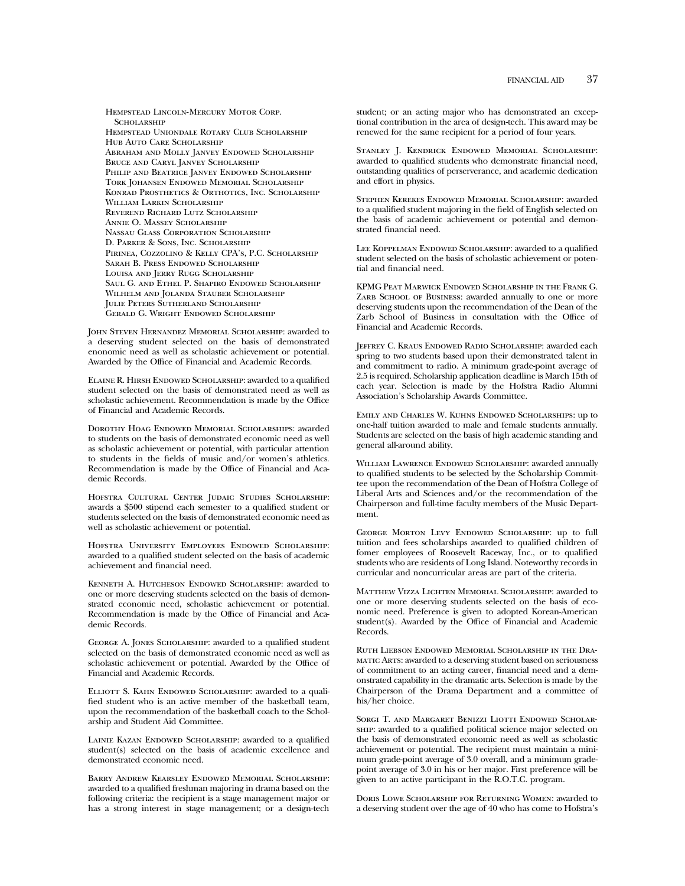Hempstead Lincoln-Mercury Motor Corp. Scholarship
Hempstead Uniondale Rotary Club Scholarship
Hub Auto Care Scholarship
Abraham and Molly Janvey Endowed Scholarship
Bruce and Caryl Janvey Scholarship
Philip and Beatrice Janvey Endowed Scholarship
Tork Johansen Endowed Memorial Scholarship
Konrad Prosthetics & Orthotics, Inc. Scholarship
William Larkin Scholarship
Reverend Richard Lutz Scholarship
Annie O. Massey Scholarship
Nassau Glass Corporation Scholarship
D. Parker & Sons, Inc. Scholarship
Pirinea, Cozzolino & Kelly CPA's, P.C. Scholarship
Sarah B. Press Endowed Scholarship
Louisa and Jerry Rugg Scholarship
Saul G. and Ethel P. Shapiro Endowed Scholarship
Wilhelm and Jolanda Stauber Scholarship
Julie Peters Sutherland Scholarship
Gerald G. Wright Endowed Scholarship

John Steven Hernandez Memorial Scholarship: awarded to a deserving student selected on the basis of demonstrated enonomic need as well as scholastic achievement or potential. Awarded by the Office of Financial and Academic Records.

Elaine R. Hirsh Endowed Scholarship: awarded to a qualified student selected on the basis of demonstrated need as well as scholastic achievement. Recommendation is made by the Office of Financial and Academic Records.

Dorothy Hoag Endowed Memorial Scholarships: awarded to students on the basis of demonstrated economic need as well as scholastic achievement or potential, with particular attention to students in the fields of music and/or women's athletics. Recommendation is made by the Office of Financial and Academic Records.

Hofstra Cultural Center Judaic Studies Scholarship: awards a $500 stipend each semester to a qualified student or students selected on the basis of demonstrated economic need as well as scholastic achievement or potential.

Hofstra University Employees Endowed Scholarship: awarded to a qualified student selected on the basis of academic achievement and financial need.

Kenneth A. Hutcheson Endowed Scholarship: awarded to one or more deserving students selected on the basis of demonstrated economic need, scholastic achievement or potential. Recommendation is made by the Office of Financial and Academic Records.

George A. Jones Scholarship: awarded to a qualified student selected on the basis of demonstrated economic need as well as scholastic achievement or potential. Awarded by the Office of Financial and Academic Records.

Elliott S. Kahn Endowed Scholarship: awarded to a qualified student who is an active member of the basketball team, upon the recommendation of the basketball coach to the Scholarship and Student Aid Committee.

Lainie Kazan Endowed Scholarship: awarded to a qualified student(s) selected on the basis of academic excellence and demonstrated economic need.

Barry Andrew Kearsley Endowed Memorial Scholarship: awarded to a qualified freshman majoring in drama based on the following criteria: the recipient is a stage management major or has a strong interest in stage management; or a design-tech student; or an acting major who has demonstrated an exceptional contribution in the area of design-tech. This award may be renewed for the same recipient for a period of four years.

Stanley J. Kendrick Endowed Memorial Scholarship: awarded to qualified students who demonstrate financial need, outstanding qualities of perserverance, and academic dedication and effort in physics.

Stephen Kerekes Endowed Memorial Scholarship: awarded to a qualified student majoring in the field of English selected on the basis of academic achievement or potential and demonstrated financial need.

Lee Koppelman Endowed Scholarship: awarded to a qualified student selected on the basis of scholastic achievement or potential and financial need.

KPMG Peat Marwick Endowed Scholarship in the Frank G. Zarb School of Business: awarded annually to one or more deserving students upon the recommendation of the Dean of the Zarb School of Business in consultation with the Office of Financial and Academic Records.

Jeffrey C. Kraus Endowed Radio Scholarship: awarded each spring to two students based upon their demonstrated talent in and commitment to radio. A minimum grade-point average of 2.5 is required. Scholarship application deadline is March 15th of each year. Selection is made by the Hofstra Radio Alumni Association's Scholarship Awards Committee.

Emily and Charles W. Kuhns Endowed Scholarships: up to one-half tuition awarded to male and female students annually. Students are selected on the basis of high academic standing and general all-around ability.

William Lawrence Endowed Scholarship: awarded annually to qualified students to be selected by the Scholarship Committee upon the recommendation of the Dean of Hofstra College of Liberal Arts and Sciences and/or the recommendation of the Chairperson and full-time faculty members of the Music Department.

George Morton Levy Endowed Scholarship: up to full tuition and fees scholarships awarded to qualified children of fomer employees of Roosevelt Raceway, Inc., or to qualified students who are residents of Long Island. Noteworthy records in curricular and noncurricular areas are part of the criteria.

Matthew Vizza Lichten Memorial Scholarship: awarded to one or more deserving students selected on the basis of economic need. Preference is given to adopted Korean-American student(s). Awarded by the Office of Financial and Academic Records.

Ruth Liebson Endowed Memorial Scholarship in the Dramatic Arts: awarded to a deserving student based on seriousness of commitment to an acting career, financial need and a demonstrated capability in the dramatic arts. Selection is made by the Chairperson of the Drama Department and a committee of his/her choice.

Sorgi T. and Margaret Benizzi Liotti Endowed Scholarship: awarded to a qualified political science major selected on the basis of demonstrated economic need as well as scholastic achievement or potential. The recipient must maintain a minimum grade-point average of 3.0 overall, and a minimum grade-point average of 3.0 in his or her major. First preference will be given to an active participant in the R.O.T.C. program.

Doris Lowe Scholarship for Returning Women: awarded to a deserving student over the age of 40 who has come to Hofstra's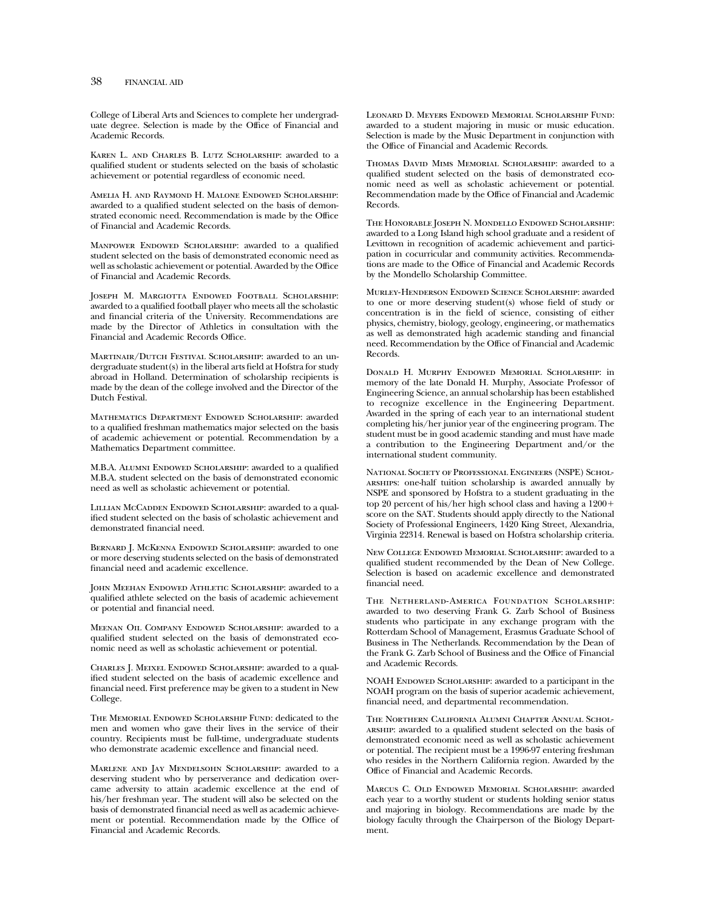College of Liberal Arts and Sciences to complete her undergraduate degree. Selection is made by the Office of Financial and Academic Records.

Karen L. and Charles B. Lutz Scholarship: awarded to a qualified student or students selected on the basis of scholastic achievement or potential regardless of economic need.

Amelia H. and Raymond H. Malone Endowed Scholarship: awarded to a qualified student selected on the basis of demonstrated economic need. Recommendation is made by the Office of Financial and Academic Records.

Manpower Endowed Scholarship: awarded to a qualified student selected on the basis of demonstrated economic need as well as scholastic achievement or potential. Awarded by the Office of Financial and Academic Records.

Joseph M. Margiotta Endowed Football Scholarship: awarded to a qualified football player who meets all the scholastic and financial criteria of the University. Recommendations are made by the Director of Athletics in consultation with the Financial and Academic Records Office.

Martinair/Dutch Festival Scholarship: awarded to an undergraduate student(s) in the liberal arts field at Hofstra for study abroad in Holland. Determination of scholarship recipients is made by the dean of the college involved and the Director of the Dutch Festival.

Mathematics Department Endowed Scholarship: awarded to a qualified freshman mathematics major selected on the basis of academic achievement or potential. Recommendation by a Mathematics Department committee.

M.B.A. Alumni Endowed Scholarship: awarded to a qualified M.B.A. student selected on the basis of demonstrated economic need as well as scholastic achievement or potential.

Lillian McCadden Endowed Scholarship: awarded to a qualified student selected on the basis of scholastic achievement and demonstrated financial need.

Bernard J. McKenna Endowed Scholarship: awarded to one or more deserving students selected on the basis of demonstrated financial need and academic excellence.

John Meehan Endowed Athletic Scholarship: awarded to a qualified athlete selected on the basis of academic achievement or potential and financial need.

Meenan Oil Company Endowed Scholarship: awarded to a qualified student selected on the basis of demonstrated economic need as well as scholastic achievement or potential.

Charles J. Meixel Endowed Scholarship: awarded to a qualified student selected on the basis of academic excellence and financial need. First preference may be given to a student in New College.

The Memorial Endowed Scholarship Fund: dedicated to the men and women who gave their lives in the service of their country. Recipients must be full-time, undergraduate students who demonstrate academic excellence and financial need.

Marlene and Jay Mendelsohn Scholarship: awarded to a deserving student who by perserverance and dedication overcame adversity to attain academic excellence at the end of his/her freshman year. The student will also be selected on the basis of demonstrated financial need as well as academic achievement or potential. Recommendation made by the Office of Financial and Academic Records.

Leonard D. Meyers Endowed Memorial Scholarship Fund: awarded to a student majoring in music or music education. Selection is made by the Music Department in conjunction with the Office of Financial and Academic Records.

Thomas David Mims Memorial Scholarship: awarded to a qualified student selected on the basis of demonstrated economic need as well as scholastic achievement or potential. Recommendation made by the Office of Financial and Academic Records.

The Honorable Joseph N. Mondello Endowed Scholarship: awarded to a Long Island high school graduate and a resident of Levittown in recognition of academic achievement and participation in cocurricular and community activities. Recommendations are made to the Office of Financial and Academic Records by the Mondello Scholarship Committee.

Murley-Henderson Endowed Science Scholarship: awarded to one or more deserving student(s) whose field of study or concentration is in the field of science, consisting of either physics, chemistry, biology, geology, engineering, or mathematics as well as demonstrated high academic standing and financial need. Recommendation by the Office of Financial and Academic Records.

Donald H. Murphy Endowed Memorial Scholarship: in memory of the late Donald H. Murphy, Associate Professor of Engineering Science, an annual scholarship has been established to recognize excellence in the Engineering Department. Awarded in the spring of each year to an international student completing his/her junior year of the engineering program. The student must be in good academic standing and must have made a contribution to the Engineering Department and/or the international student community.

National Society of Professional Engineers (NSPE) Scholarships: one-half tuition scholarship is awarded annually by NSPE and sponsored by Hofstra to a student graduating in the top 20 percent of his/her high school class and having a 1200+ score on the SAT. Students should apply directly to the National Society of Professional Engineers, 1420 King Street, Alexandria, Virginia 22314. Renewal is based on Hofstra scholarship criteria.

New College Endowed Memorial Scholarship: awarded to a qualified student recommended by the Dean of New College. Selection is based on academic excellence and demonstrated financial need.

The Netherland-America Foundation Scholarship: awarded to two deserving Frank G. Zarb School of Business students who participate in any exchange program with the Rotterdam School of Management, Erasmus Graduate School of Business in The Netherlands. Recommendation by the Dean of the Frank G. Zarb School of Business and the Office of Financial and Academic Records.

NOAH Endowed Scholarship: awarded to a participant in the NOAH program on the basis of superior academic achievement, financial need, and departmental recommendation.

The Northern California Alumni Chapter Annual Scholarship: awarded to a qualified student selected on the basis of demonstrated economic need as well as scholastic achievement or potential. The recipient must be a 1996-97 entering freshman who resides in the Northern California region. Awarded by the Office of Financial and Academic Records.

Marcus C. Old Endowed Memorial Scholarship: awarded each year to a worthy student or students holding senior status and majoring in biology. Recommendations are made by the biology faculty through the Chairperson of the Biology Department.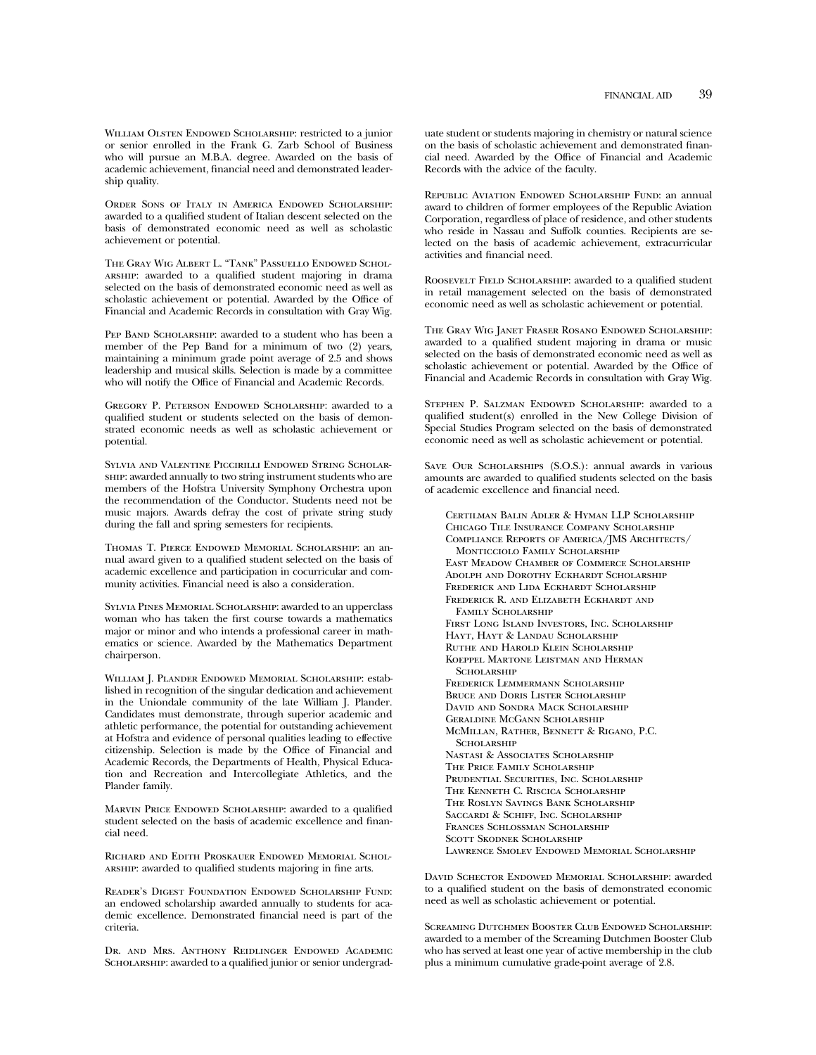William Olsten Endowed Scholarship: restricted to a junior or senior enrolled in the Frank G. Zarb School of Business who will pursue an M.B.A. degree. Awarded on the basis of academic achievement, financial need and demonstrated leadership quality.

Order Sons of Italy in America Endowed Scholarship: awarded to a qualified student of Italian descent selected on the basis of demonstrated economic need as well as scholastic achievement or potential.

The Gray Wig Albert L. "Tank" Passuello Endowed Scholarship: awarded to a qualified student majoring in drama selected on the basis of demonstrated economic need as well as scholastic achievement or potential. Awarded by the Office of Financial and Academic Records in consultation with Gray Wig.

Pep Band Scholarship: awarded to a student who has been a member of the Pep Band for a minimum of two (2) years, maintaining a minimum grade point average of 2.5 and shows leadership and musical skills. Selection is made by a committee who will notify the Office of Financial and Academic Records.

Gregory P. Peterson Endowed Scholarship: awarded to a qualified student or students selected on the basis of demonstrated economic needs as well as scholastic achievement or potential.

Sylvia and Valentine Piccirilli Endowed String Scholarship: awarded annually to two string instrument students who are members of the Hofstra University Symphony Orchestra upon the recommendation of the Conductor. Students need not be music majors. Awards defray the cost of private string study during the fall and spring semesters for recipients.

Thomas T. Pierce Endowed Memorial Scholarship: an annual award given to a qualified student selected on the basis of academic excellence and participation in cocurricular and community activities. Financial need is also a consideration.

Sylvia Pines Memorial Scholarship: awarded to an upperclass woman who has taken the first course towards a mathematics major or minor and who intends a professional career in mathematics or science. Awarded by the Mathematics Department chairperson.

William J. Plander Endowed Memorial Scholarship: established in recognition of the singular dedication and achievement in the Uniondale community of the late William J. Plander. Candidates must demonstrate, through superior academic and athletic performance, the potential for outstanding achievement at Hofstra and evidence of personal qualities leading to effective citizenship. Selection is made by the Office of Financial and Academic Records, the Departments of Health, Physical Education and Recreation and Intercollegiate Athletics, and the Plander family.

Marvin Price Endowed Scholarship: awarded to a qualified student selected on the basis of academic excellence and financial need.

Richard and Edith Proskauer Endowed Memorial Scholarship: awarded to qualified students majoring in fine arts.

Reader's Digest Foundation Endowed Scholarship Fund: an endowed scholarship awarded annually to students for academic excellence. Demonstrated financial need is part of the criteria.

Dr. and Mrs. Anthony Reidlinger Endowed Academic Scholarship: awarded to a qualified junior or senior undergraduate student or students majoring in chemistry or natural science on the basis of scholastic achievement and demonstrated financial need. Awarded by the Office of Financial and Academic Records with the advice of the faculty.

Republic Aviation Endowed Scholarship Fund: an annual award to children of former employees of the Republic Aviation Corporation, regardless of place of residence, and other students who reside in Nassau and Suffolk counties. Recipients are selected on the basis of academic achievement, extracurricular activities and financial need.

Roosevelt Field Scholarship: awarded to a qualified student in retail management selected on the basis of demonstrated economic need as well as scholastic achievement or potential.

The Gray Wig Janet Fraser Rosano Endowed Scholarship: awarded to a qualified student majoring in drama or music selected on the basis of demonstrated economic need as well as scholastic achievement or potential. Awarded by the Office of Financial and Academic Records in consultation with Gray Wig.

Stephen P. Salzman Endowed Scholarship: awarded to a qualified student(s) enrolled in the New College Division of Special Studies Program selected on the basis of demonstrated economic need as well as scholastic achievement or potential.

Save Our Scholarships (S.O.S.): annual awards in various amounts are awarded to qualified students selected on the basis of academic excellence and financial need.

- Certilman Balin Adler & Hyman LLP Scholarship
- Chicago Tile Insurance Company Scholarship
- Compliance Reports of America/JMS Architects/ Monticciolo Family Scholarship
- East Meadow Chamber of Commerce Scholarship
- Adolph and Dorothy Eckhardt Scholarship
- Frederick and Lida Eckhardt Scholarship
- Frederick R. and Elizabeth Eckhardt and Family Scholarship
- First Long Island Investors, Inc. Scholarship
- Hayt, Hayt & Landau Scholarship
- Ruthe and Harold Klein Scholarship
- Koeppel Martone Leistman and Herman Scholarship
- Frederick Lemmermann Scholarship
- Bruce and Doris Lister Scholarship
- David and Sondra Mack Scholarship
- Geraldine McGann Scholarship
- McMillan, Rather, Bennett & Rigano, P.C. Scholarship
- Nastasi & Associates Scholarship
- The Price Family Scholarship
- Prudential Securities, Inc. Scholarship
- The Kenneth C. Riscica Scholarship
- The Roslyn Savings Bank Scholarship
- Saccardi & Schiff, Inc. Scholarship
- Frances Schlossman Scholarship
- Scott Skodnek Scholarship
- Lawrence Smolev Endowed Memorial Scholarship

David Schector Endowed Memorial Scholarship: awarded to a qualified student on the basis of demonstrated economic need as well as scholastic achievement or potential.

Screaming Dutchmen Booster Club Endowed Scholarship: awarded to a member of the Screaming Dutchmen Booster Club who has served at least one year of active membership in the club plus a minimum cumulative grade-point average of 2.8.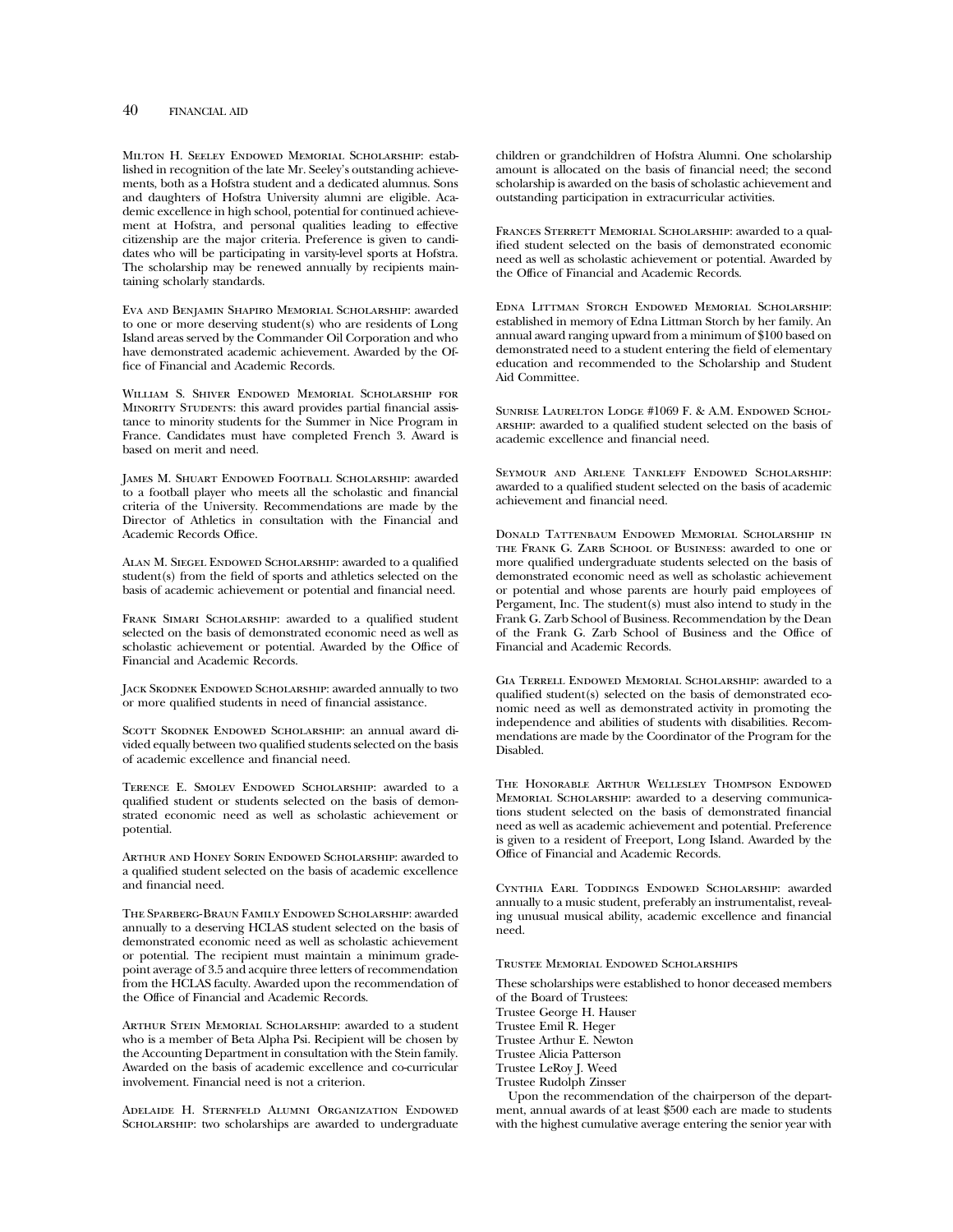Milton H. Seeley Endowed Memorial Scholarship: established in recognition of the late Mr. Seeley's outstanding achievements, both as a Hofstra student and a dedicated alumnus. Sons and daughters of Hofstra University alumni are eligible. Academic excellence in high school, potential for continued achievement at Hofstra, and personal qualities leading to effective citizenship are the major criteria. Preference is given to candidates who will be participating in varsity-level sports at Hofstra. The scholarship may be renewed annually by recipients maintaining scholarly standards.

Eva and Benjamin Shapiro Memorial Scholarship: awarded to one or more deserving student(s) who are residents of Long Island areas served by the Commander Oil Corporation and who have demonstrated academic achievement. Awarded by the Office of Financial and Academic Records.

William S. Shiver Endowed Memorial Scholarship for Minority Students: this award provides partial financial assistance to minority students for the Summer in Nice Program in France. Candidates must have completed French 3. Award is based on merit and need.

James M. Shuart Endowed Football Scholarship: awarded to a football player who meets all the scholastic and financial criteria of the University. Recommendations are made by the Director of Athletics in consultation with the Financial and Academic Records Office.

Alan M. Siegel Endowed Scholarship: awarded to a qualified student(s) from the field of sports and athletics selected on the basis of academic achievement or potential and financial need.

Frank Simari Scholarship: awarded to a qualified student selected on the basis of demonstrated economic need as well as scholastic achievement or potential. Awarded by the Office of Financial and Academic Records.

Jack Skodnek Endowed Scholarship: awarded annually to two or more qualified students in need of financial assistance.

Scott Skodnek Endowed Scholarship: an annual award divided equally between two qualified students selected on the basis of academic excellence and financial need.

Terence E. Smolev Endowed Scholarship: awarded to a qualified student or students selected on the basis of demonstrated economic need as well as scholastic achievement or potential.

Arthur and Honey Sorin Endowed Scholarship: awarded to a qualified student selected on the basis of academic excellence and financial need.

The Sparberg-Braun Family Endowed Scholarship: awarded annually to a deserving HCLAS student selected on the basis of demonstrated economic need as well as scholastic achievement or potential. The recipient must maintain a minimum grade-point average of 3.5 and acquire three letters of recommendation from the HCLAS faculty. Awarded upon the recommendation of the Office of Financial and Academic Records.

Arthur Stein Memorial Scholarship: awarded to a student who is a member of Beta Alpha Psi. Recipient will be chosen by the Accounting Department in consultation with the Stein family. Awarded on the basis of academic excellence and co-curricular involvement. Financial need is not a criterion.

Adelaide H. Sternfeld Alumni Organization Endowed Scholarship: two scholarships are awarded to undergraduate children or grandchildren of Hofstra Alumni. One scholarship amount is allocated on the basis of financial need; the second scholarship is awarded on the basis of scholastic achievement and outstanding participation in extracurricular activities.

Frances Sterrett Memorial Scholarship: awarded to a qualified student selected on the basis of demonstrated economic need as well as scholastic achievement or potential. Awarded by the Office of Financial and Academic Records.

Edna Littman Storch Endowed Memorial Scholarship: established in memory of Edna Littman Storch by her family. An annual award ranging upward from a minimum of $100 based on demonstrated need to a student entering the field of elementary education and recommended to the Scholarship and Student Aid Committee.

Sunrise Laurelton Lodge #1069 F. & A.M. Endowed Scholarship: awarded to a qualified student selected on the basis of academic excellence and financial need.

Seymour and Arlene Tankleff Endowed Scholarship: awarded to a qualified student selected on the basis of academic achievement and financial need.

Donald Tattenbaum Endowed Memorial Scholarship in the Frank G. Zarb School of Business: awarded to one or more qualified undergraduate students selected on the basis of demonstrated economic need as well as scholastic achievement or potential and whose parents are hourly paid employees of Pergament, Inc. The student(s) must also intend to study in the Frank G. Zarb School of Business. Recommendation by the Dean of the Frank G. Zarb School of Business and the Office of Financial and Academic Records.

Gia Terrell Endowed Memorial Scholarship: awarded to a qualified student(s) selected on the basis of demonstrated economic need as well as demonstrated activity in promoting the independence and abilities of students with disabilities. Recommendations are made by the Coordinator of the Program for the Disabled.

The Honorable Arthur Wellesley Thompson Endowed Memorial Scholarship: awarded to a deserving communications student selected on the basis of demonstrated financial need as well as academic achievement and potential. Preference is given to a resident of Freeport, Long Island. Awarded by the Office of Financial and Academic Records.

Cynthia Earl Toddings Endowed Scholarship: awarded annually to a music student, preferably an instrumentalist, revealing unusual musical ability, academic excellence and financial need.

Trustee Memorial Endowed Scholarships

These scholarships were established to honor deceased members of the Board of Trustees:
Trustee George H. Hauser
Trustee Emil R. Heger
Trustee Arthur E. Newton
Trustee Alicia Patterson
Trustee LeRoy J. Weed
Trustee Rudolph Zinsser

Upon the recommendation of the chairperson of the department, annual awards of at least $500 each are made to students with the highest cumulative average entering the senior year with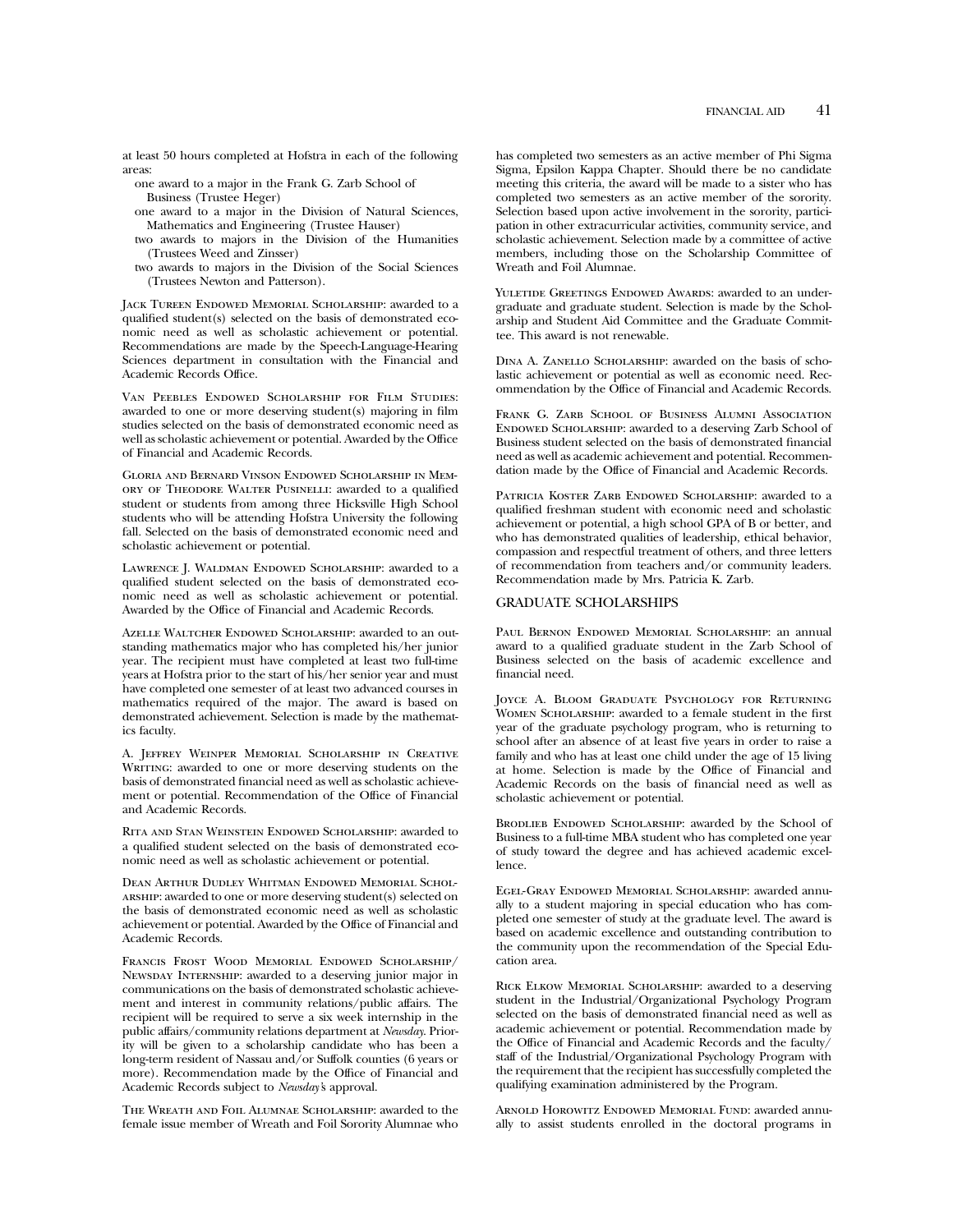at least 50 hours completed at Hofstra in each of the following areas:

- one award to a major in the Frank G. Zarb School of Business (Trustee Heger)
- one award to a major in the Division of Natural Sciences, Mathematics and Engineering (Trustee Hauser)
- two awards to majors in the Division of the Humanities (Trustees Weed and Zinsser)
- two awards to majors in the Division of the Social Sciences (Trustees Newton and Patterson).

Jack Tureen Endowed Memorial Scholarship: awarded to a qualified student(s) selected on the basis of demonstrated economic need as well as scholastic achievement or potential. Recommendations are made by the Speech-Language-Hearing Sciences department in consultation with the Financial and Academic Records Office.

Van Peebles Endowed Scholarship for Film Studies: awarded to one or more deserving student(s) majoring in film studies selected on the basis of demonstrated economic need as well as scholastic achievement or potential. Awarded by the Office of Financial and Academic Records.

Gloria and Bernard Vinson Endowed Scholarship in Memory of Theodore Walter Pusinelli: awarded to a qualified student or students from among three Hicksville High School students who will be attending Hofstra University the following fall. Selected on the basis of demonstrated economic need and scholastic achievement or potential.

Lawrence J. Waldman Endowed Scholarship: awarded to a qualified student selected on the basis of demonstrated economic need as well as scholastic achievement or potential. Awarded by the Office of Financial and Academic Records.

Azelle Waltcher Endowed Scholarship: awarded to an outstanding mathematics major who has completed his/her junior year. The recipient must have completed at least two full-time years at Hofstra prior to the start of his/her senior year and must have completed one semester of at least two advanced courses in mathematics required of the major. The award is based on demonstrated achievement. Selection is made by the mathematics faculty.

A. Jeffrey Weinper Memorial Scholarship in Creative Writing: awarded to one or more deserving students on the basis of demonstrated financial need as well as scholastic achievement or potential. Recommendation of the Office of Financial and Academic Records.

Rita and Stan Weinstein Endowed Scholarship: awarded to a qualified student selected on the basis of demonstrated economic need as well as scholastic achievement or potential.

Dean Arthur Dudley Whitman Endowed Memorial Scholarship: awarded to one or more deserving student(s) selected on the basis of demonstrated economic need as well as scholastic achievement or potential. Awarded by the Office of Financial and Academic Records.

Francis Frost Wood Memorial Endowed Scholarship/Newsday Internship: awarded to a deserving junior major in communications on the basis of demonstrated scholastic achievement and interest in community relations/public affairs. The recipient will be required to serve a six week internship in the public affairs/community relations department at *Newsday*. Priority will be given to a scholarship candidate who has been a long-term resident of Nassau and/or Suffolk counties (6 years or more). Recommendation made by the Office of Financial and Academic Records subject to *Newsday's* approval.

The Wreath and Foil Alumnae Scholarship: awarded to the female issue member of Wreath and Foil Sorority Alumnae who has completed two semesters as an active member of Phi Sigma Sigma, Epsilon Kappa Chapter. Should there be no candidate meeting this criteria, the award will be made to a sister who has completed two semesters as an active member of the sorority. Selection based upon active involvement in the sorority, participation in other extracurricular activities, community service, and scholastic achievement. Selection made by a committee of active members, including those on the Scholarship Committee of Wreath and Foil Alumnae.

Yuletide Greetings Endowed Awards: awarded to an undergraduate and graduate student. Selection is made by the Scholarship and Student Aid Committee and the Graduate Committee. This award is not renewable.

Dina A. Zanello Scholarship: awarded on the basis of scholastic achievement or potential as well as economic need. Recommendation by the Office of Financial and Academic Records.

Frank G. Zarb School of Business Alumni Association Endowed Scholarship: awarded to a deserving Zarb School of Business student selected on the basis of demonstrated financial need as well as academic achievement and potential. Recommendation made by the Office of Financial and Academic Records.

Patricia Koster Zarb Endowed Scholarship: awarded to a qualified freshman student with economic need and scholastic achievement or potential, a high school GPA of B or better, and who has demonstrated qualities of leadership, ethical behavior, compassion and respectful treatment of others, and three letters of recommendation from teachers and/or community leaders. Recommendation made by Mrs. Patricia K. Zarb.

## GRADUATE SCHOLARSHIPS

Paul Bernon Endowed Memorial Scholarship: an annual award to a qualified graduate student in the Zarb School of Business selected on the basis of academic excellence and financial need.

Joyce A. Bloom Graduate Psychology for Returning Women Scholarship: awarded to a female student in the first year of the graduate psychology program, who is returning to school after an absence of at least five years in order to raise a family and who has at least one child under the age of 15 living at home. Selection is made by the Office of Financial and Academic Records on the basis of financial need as well as scholastic achievement or potential.

Brodlieb Endowed Scholarship: awarded by the School of Business to a full-time MBA student who has completed one year of study toward the degree and has achieved academic excellence.

Egel-Gray Endowed Memorial Scholarship: awarded annually to a student majoring in special education who has completed one semester of study at the graduate level. The award is based on academic excellence and outstanding contribution to the community upon the recommendation of the Special Education area.

Rick Elkow Memorial Scholarship: awarded to a deserving student in the Industrial/Organizational Psychology Program selected on the basis of demonstrated financial need as well as academic achievement or potential. Recommendation made by the Office of Financial and Academic Records and the faculty/staff of the Industrial/Organizational Psychology Program with the requirement that the recipient has successfully completed the qualifying examination administered by the Program.

Arnold Horowitz Endowed Memorial Fund: awarded annually to assist students enrolled in the doctoral programs in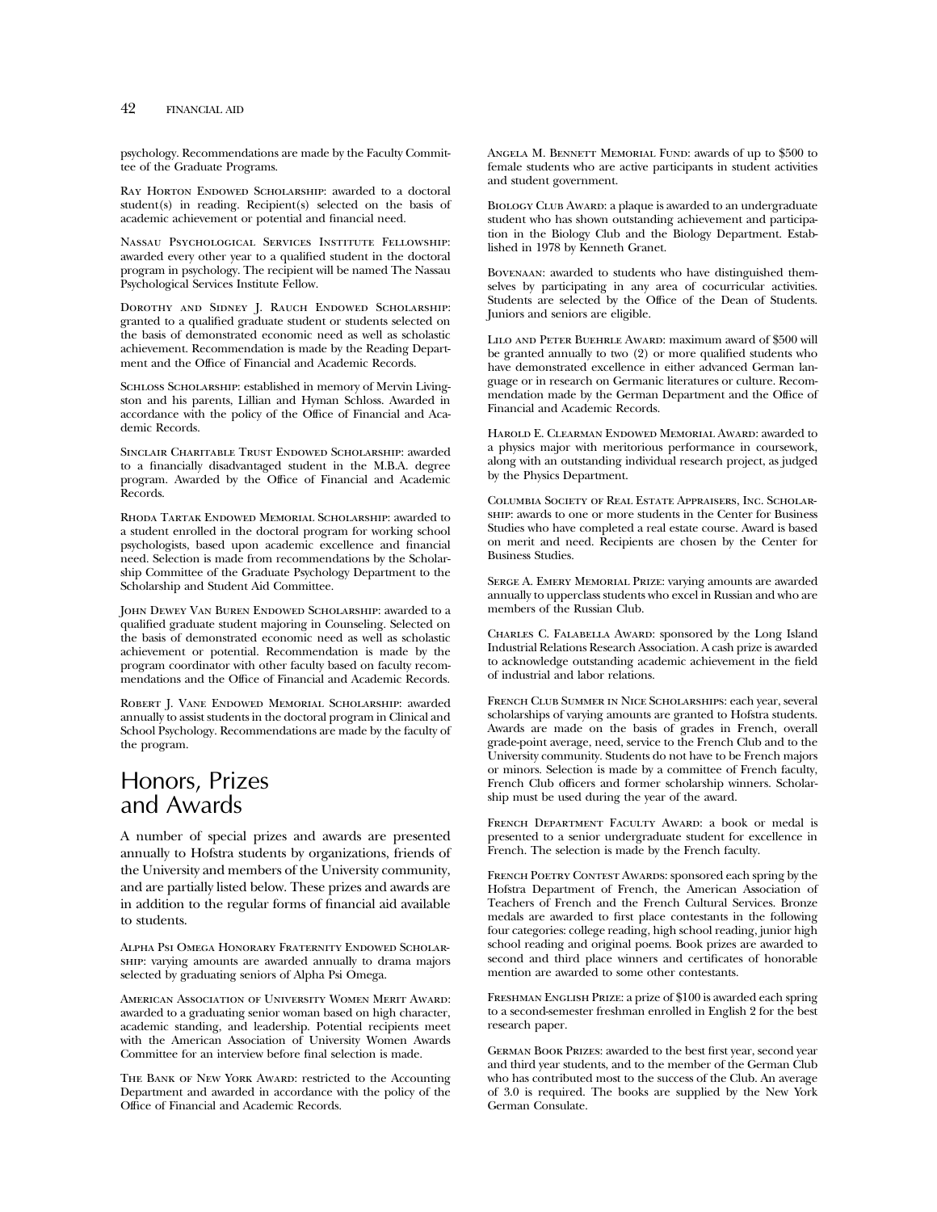psychology. Recommendations are made by the Faculty Committee of the Graduate Programs.

Ray Horton Endowed Scholarship: awarded to a doctoral student(s) in reading. Recipient(s) selected on the basis of academic achievement or potential and financial need.

Nassau Psychological Services Institute Fellowship: awarded every other year to a qualified student in the doctoral program in psychology. The recipient will be named The Nassau Psychological Services Institute Fellow.

Dorothy and Sidney J. Rauch Endowed Scholarship: granted to a qualified graduate student or students selected on the basis of demonstrated economic need as well as scholastic achievement. Recommendation is made by the Reading Department and the Office of Financial and Academic Records.

Schloss Scholarship: established in memory of Mervin Livingston and his parents, Lillian and Hyman Schloss. Awarded in accordance with the policy of the Office of Financial and Academic Records.

Sinclair Charitable Trust Endowed Scholarship: awarded to a financially disadvantaged student in the M.B.A. degree program. Awarded by the Office of Financial and Academic Records.

Rhoda Tartak Endowed Memorial Scholarship: awarded to a student enrolled in the doctoral program for working school psychologists, based upon academic excellence and financial need. Selection is made from recommendations by the Scholarship Committee of the Graduate Psychology Department to the Scholarship and Student Aid Committee.

John Dewey Van Buren Endowed Scholarship: awarded to a qualified graduate student majoring in Counseling. Selected on the basis of demonstrated economic need as well as scholastic achievement or potential. Recommendation is made by the program coordinator with other faculty based on faculty recommendations and the Office of Financial and Academic Records.

Robert J. Vane Endowed Memorial Scholarship: awarded annually to assist students in the doctoral program in Clinical and School Psychology. Recommendations are made by the faculty of the program.

# Honors, Prizes and Awards

A number of special prizes and awards are presented annually to Hofstra students by organizations, friends of the University and members of the University community, and are partially listed below. These prizes and awards are in addition to the regular forms of financial aid available to students.

Alpha Psi Omega Honorary Fraternity Endowed Scholarship: varying amounts are awarded annually to drama majors selected by graduating seniors of Alpha Psi Omega.

American Association of University Women Merit Award: awarded to a graduating senior woman based on high character, academic standing, and leadership. Potential recipients meet with the American Association of University Women Awards Committee for an interview before final selection is made.

The Bank of New York Award: restricted to the Accounting Department and awarded in accordance with the policy of the Office of Financial and Academic Records.

Angela M. Bennett Memorial Fund: awards of up to $500 to female students who are active participants in student activities and student government.

Biology Club Award: a plaque is awarded to an undergraduate student who has shown outstanding achievement and participation in the Biology Club and the Biology Department. Established in 1978 by Kenneth Granet.

Bovenaan: awarded to students who have distinguished themselves by participating in any area of cocurricular activities. Students are selected by the Office of the Dean of Students. Juniors and seniors are eligible.

Lilo and Peter Buehrle Award: maximum award of $500 will be granted annually to two (2) or more qualified students who have demonstrated excellence in either advanced German language or in research on Germanic literatures or culture. Recommendation made by the German Department and the Office of Financial and Academic Records.

Harold E. Clearman Endowed Memorial Award: awarded to a physics major with meritorious performance in coursework, along with an outstanding individual research project, as judged by the Physics Department.

Columbia Society of Real Estate Appraisers, Inc. Scholarship: awards to one or more students in the Center for Business Studies who have completed a real estate course. Award is based on merit and need. Recipients are chosen by the Center for Business Studies.

Serge A. Emery Memorial Prize: varying amounts are awarded annually to upperclass students who excel in Russian and who are members of the Russian Club.

Charles C. Falabella Award: sponsored by the Long Island Industrial Relations Research Association. A cash prize is awarded to acknowledge outstanding academic achievement in the field of industrial and labor relations.

French Club Summer in Nice Scholarships: each year, several scholarships of varying amounts are granted to Hofstra students. Awards are made on the basis of grades in French, overall grade-point average, need, service to the French Club and to the University community. Students do not have to be French majors or minors. Selection is made by a committee of French faculty, French Club officers and former scholarship winners. Scholarship must be used during the year of the award.

French Department Faculty Award: a book or medal is presented to a senior undergraduate student for excellence in French. The selection is made by the French faculty.

French Poetry Contest Awards: sponsored each spring by the Hofstra Department of French, the American Association of Teachers of French and the French Cultural Services. Bronze medals are awarded to first place contestants in the following four categories: college reading, high school reading, junior high school reading and original poems. Book prizes are awarded to second and third place winners and certificates of honorable mention are awarded to some other contestants.

Freshman English Prize: a prize of $100 is awarded each spring to a second-semester freshman enrolled in English 2 for the best research paper.

German Book Prizes: awarded to the best first year, second year and third year students, and to the member of the German Club who has contributed most to the success of the Club. An average of 3.0 is required. The books are supplied by the New York German Consulate.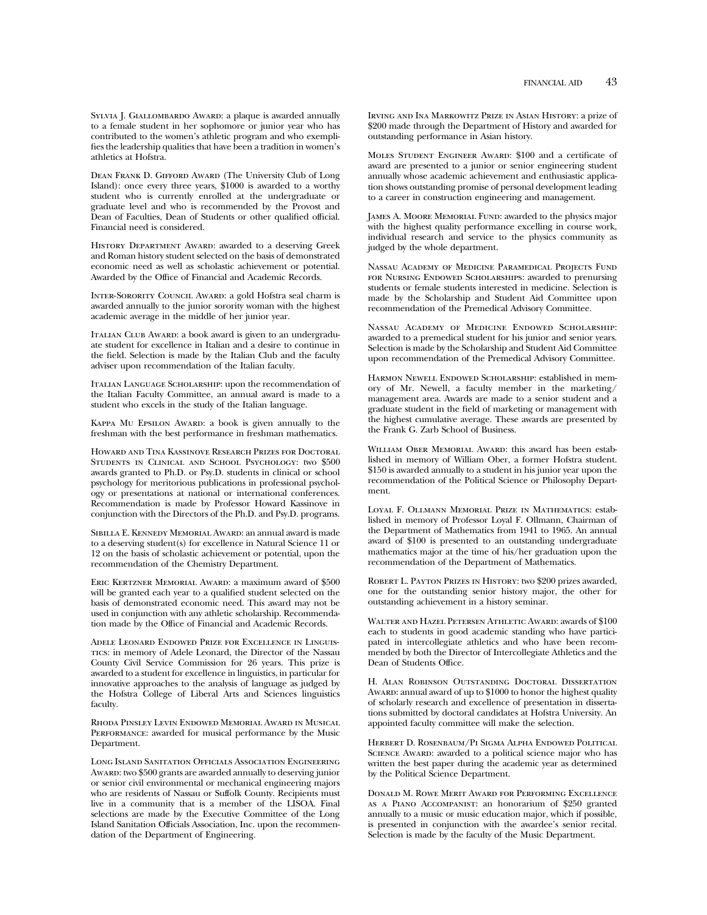Sylvia J. Giallombardo Award: a plaque is awarded annually to a female student in her sophomore or junior year who has contributed to the women's athletic program and who exemplifies the leadership qualities that have been a tradition in women's athletics at Hofstra.

Dean Frank D. Gifford Award (The University Club of Long Island): once every three years, $1000 is awarded to a worthy student who is currently enrolled at the undergraduate or graduate level and who is recommended by the Provost and Dean of Faculties, Dean of Students or other qualified official. Financial need is considered.

History Department Award: awarded to a deserving Greek and Roman history student selected on the basis of demonstrated economic need as well as scholastic achievement or potential. Awarded by the Office of Financial and Academic Records.

Inter-Sorority Council Award: a gold Hofstra seal charm is awarded annually to the junior sorority woman with the highest academic average in the middle of her junior year.

Italian Club Award: a book award is given to an undergraduate student for excellence in Italian and a desire to continue in the field. Selection is made by the Italian Club and the faculty adviser upon recommendation of the Italian faculty.

Italian Language Scholarship: upon the recommendation of the Italian Faculty Committee, an annual award is made to a student who excels in the study of the Italian language.

Kappa Mu Epsilon Award: a book is given annually to the freshman with the best performance in freshman mathematics.

Howard and Tina Kassinove Research Prizes for Doctoral Students in Clinical and School Psychology: two $500 awards granted to Ph.D. or Psy.D. students in clinical or school psychology for meritorious publications in professional psychology or presentations at national or international conferences. Recommendation is made by Professor Howard Kassinove in conjunction with the Directors of the Ph.D. and Psy.D. programs.

Sibilla E. Kennedy Memorial Award: an annual award is made to a deserving student(s) for excellence in Natural Science 11 or 12 on the basis of scholastic achievement or potential, upon the recommendation of the Chemistry Department.

Eric Kertzner Memorial Award: a maximum award of $500 will be granted each year to a qualified student selected on the basis of demonstrated economic need. This award may not be used in conjunction with any athletic scholarship. Recommendation made by the Office of Financial and Academic Records.

Adele Leonard Endowed Prize for Excellence in Linguistics: in memory of Adele Leonard, the Director of the Nassau County Civil Service Commission for 26 years. This prize is awarded to a student for excellence in linguistics, in particular for innovative approaches to the analysis of language as judged by the Hofstra College of Liberal Arts and Sciences linguistics faculty.

Rhoda Pinsley Levin Endowed Memorial Award in Musical Performance: awarded for musical performance by the Music Department.

Long Island Sanitation Officials Association Engineering Award: two $500 grants are awarded annually to deserving junior or senior civil environmental or mechanical engineering majors who are residents of Nassau or Suffolk County. Recipients must live in a community that is a member of the LISOA. Final selections are made by the Executive Committee of the Long Island Sanitation Officials Association, Inc. upon the recommendation of the Department of Engineering.

Irving and Ina Markowitz Prize in Asian History: a prize of $200 made through the Department of History and awarded for outstanding performance in Asian history.

Moles Student Engineer Award: $100 and a certificate of award are presented to a junior or senior engineering student annually whose academic achievement and enthusiastic application shows outstanding promise of personal development leading to a career in construction engineering and management.

James A. Moore Memorial Fund: awarded to the physics major with the highest quality performance excelling in course work, individual research and service to the physics community as judged by the whole department.

Nassau Academy of Medicine Paramedical Projects Fund for Nursing Endowed Scholarships: awarded to prenursing students or female students interested in medicine. Selection is made by the Scholarship and Student Aid Committee upon recommendation of the Premedical Advisory Committee.

Nassau Academy of Medicine Endowed Scholarship: awarded to a premedical student for his junior and senior years. Selection is made by the Scholarship and Student Aid Committee upon recommendation of the Premedical Advisory Committee.

Harmon Newell Endowed Scholarship: established in memory of Mr. Newell, a faculty member in the marketing/management area. Awards are made to a senior student and a graduate student in the field of marketing or management with the highest cumulative average. These awards are presented by the Frank G. Zarb School of Business.

William Ober Memorial Award: this award has been established in memory of William Ober, a former Hofstra student. $150 is awarded annually to a student in his junior year upon the recommendation of the Political Science or Philosophy Department.

Loyal F. Ollmann Memorial Prize in Mathematics: established in memory of Professor Loyal F. Ollmann, Chairman of the Department of Mathematics from 1941 to 1965. An annual award of $100 is presented to an outstanding undergraduate mathematics major at the time of his/her graduation upon the recommendation of the Department of Mathematics.

Robert L. Payton Prizes in History: two $200 prizes awarded, one for the outstanding senior history major, the other for outstanding achievement in a history seminar.

Walter and Hazel Petersen Athletic Award: awards of $100 each to students in good academic standing who have participated in intercollegiate athletics and who have been recommended by both the Director of Intercollegiate Athletics and the Dean of Students Office.

H. Alan Robinson Outstanding Doctoral Dissertation Award: annual award of up to $1000 to honor the highest quality of scholarly research and excellence of presentation in dissertations submitted by doctoral candidates at Hofstra University. An appointed faculty committee will make the selection.

Herbert D. Rosenbaum/Pi Sigma Alpha Endowed Political Science Award: awarded to a political science major who has written the best paper during the academic year as determined by the Political Science Department.

Donald M. Rowe Merit Award for Performing Excellence as a Piano Accompanist: an honorarium of $250 granted annually to a music or music education major, which if possible, is presented in conjunction with the awardee's senior recital. Selection is made by the faculty of the Music Department.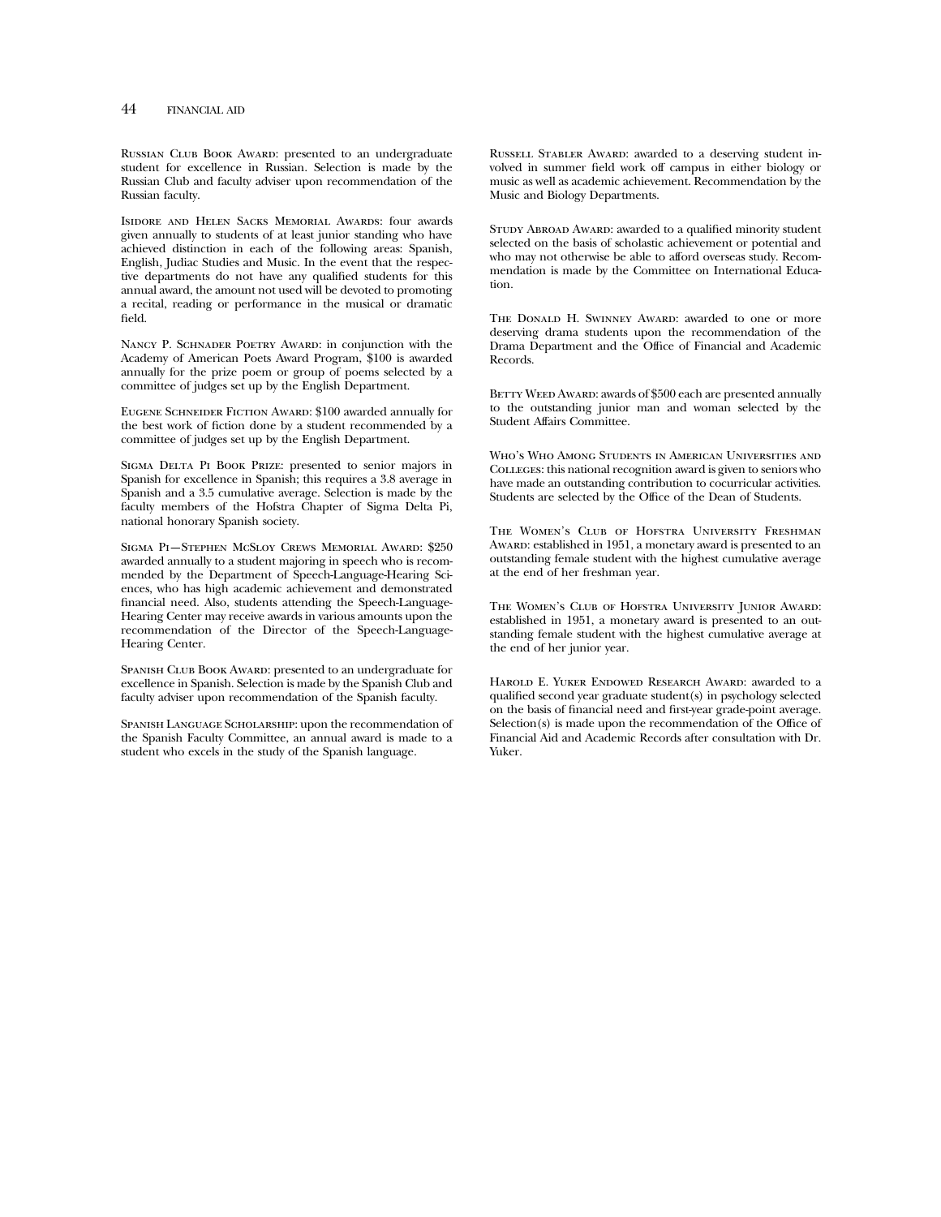Russian Club Book Award: presented to an undergraduate student for excellence in Russian. Selection is made by the Russian Club and faculty adviser upon recommendation of the Russian faculty.

Isidore and Helen Sacks Memorial Awards: four awards given annually to students of at least junior standing who have achieved distinction in each of the following areas: Spanish, English, Judiac Studies and Music. In the event that the respective departments do not have any qualified students for this annual award, the amount not used will be devoted to promoting a recital, reading or performance in the musical or dramatic field.

Nancy P. Schnader Poetry Award: in conjunction with the Academy of American Poets Award Program, $100 is awarded annually for the prize poem or group of poems selected by a committee of judges set up by the English Department.

Eugene Schneider Fiction Award: $100 awarded annually for the best work of fiction done by a student recommended by a committee of judges set up by the English Department.

Sigma Delta Pi Book Prize: presented to senior majors in Spanish for excellence in Spanish; this requires a 3.8 average in Spanish and a 3.5 cumulative average. Selection is made by the faculty members of the Hofstra Chapter of Sigma Delta Pi, national honorary Spanish society.

Sigma Pi—Stephen McSloy Crews Memorial Award: $250 awarded annually to a student majoring in speech who is recommended by the Department of Speech-Language-Hearing Sciences, who has high academic achievement and demonstrated financial need. Also, students attending the Speech-Language-Hearing Center may receive awards in various amounts upon the recommendation of the Director of the Speech-Language-Hearing Center.

Spanish Club Book Award: presented to an undergraduate for excellence in Spanish. Selection is made by the Spanish Club and faculty adviser upon recommendation of the Spanish faculty.

Spanish Language Scholarship: upon the recommendation of the Spanish Faculty Committee, an annual award is made to a student who excels in the study of the Spanish language.

Russell Stabler Award: awarded to a deserving student involved in summer field work off campus in either biology or music as well as academic achievement. Recommendation by the Music and Biology Departments.

Study Abroad Award: awarded to a qualified minority student selected on the basis of scholastic achievement or potential and who may not otherwise be able to afford overseas study. Recommendation is made by the Committee on International Education.

The Donald H. Swinney Award: awarded to one or more deserving drama students upon the recommendation of the Drama Department and the Office of Financial and Academic Records.

Betty Weed Award: awards of $500 each are presented annually to the outstanding junior man and woman selected by the Student Affairs Committee.

Who's Who Among Students in American Universities and Colleges: this national recognition award is given to seniors who have made an outstanding contribution to cocurricular activities. Students are selected by the Office of the Dean of Students.

The Women's Club of Hofstra University Freshman Award: established in 1951, a monetary award is presented to an outstanding female student with the highest cumulative average at the end of her freshman year.

The Women's Club of Hofstra University Junior Award: established in 1951, a monetary award is presented to an outstanding female student with the highest cumulative average at the end of her junior year.

Harold E. Yuker Endowed Research Award: awarded to a qualified second year graduate student(s) in psychology selected on the basis of financial need and first-year grade-point average. Selection(s) is made upon the recommendation of the Office of Financial Aid and Academic Records after consultation with Dr. Yuker.